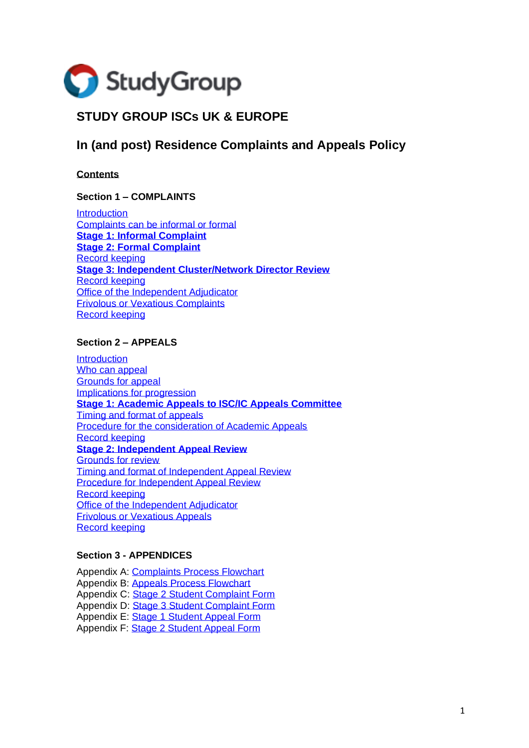StudyGroup

# STUDY GROUP ISCs UK & EUROPE

## In (and post) Residence Complaints and Appeals Policy

**Contents**

### Section 1 – COMPLAINTS

Introduction
Complaints can be informal or formal
**Stage 1: Informal Complaint**
**Stage 2: Formal Complaint**
Record keeping
**Stage 3: Independent Cluster/Network Director Review**
Record keeping
Office of the Independent Adjudicator
Frivolous or Vexatious Complaints
Record keeping

### Section 2 – APPEALS

Introduction
Who can appeal
Grounds for appeal
Implications for progression
**Stage 1: Academic Appeals to ISC/IC Appeals Committee**
Timing and format of appeals
Procedure for the consideration of Academic Appeals
Record keeping
**Stage 2: Independent Appeal Review**
Grounds for review
Timing and format of Independent Appeal Review
Procedure for Independent Appeal Review
Record keeping
Office of the Independent Adjudicator
Frivolous or Vexatious Appeals
Record keeping

### Section 3 - APPENDICES

Appendix A: Complaints Process Flowchart
Appendix B: Appeals Process Flowchart
Appendix C: Stage 2 Student Complaint Form
Appendix D: Stage 3 Student Complaint Form
Appendix E: Stage 1 Student Appeal Form
Appendix F: Stage 2 Student Appeal Form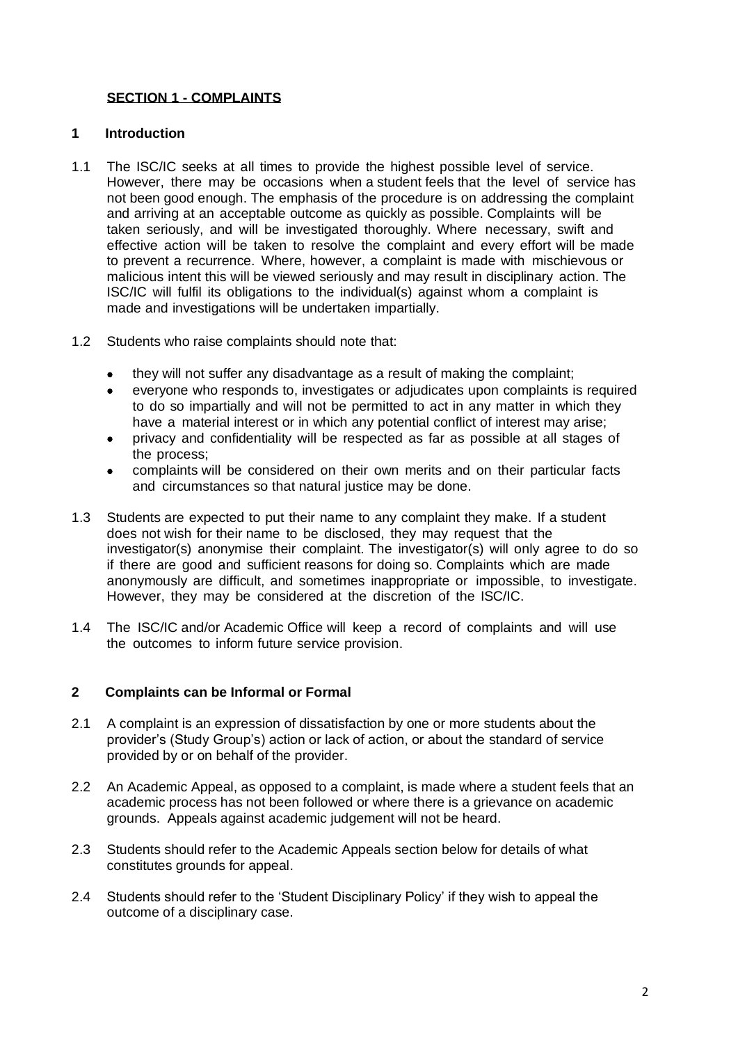## SECTION 1 - COMPLAINTS

### 1 Introduction

1.1 The ISC/IC seeks at all times to provide the highest possible level of service. However, there may be occasions when a student feels that the level of service has not been good enough. The emphasis of the procedure is on addressing the complaint and arriving at an acceptable outcome as quickly as possible. Complaints will be taken seriously, and will be investigated thoroughly. Where necessary, swift and effective action will be taken to resolve the complaint and every effort will be made to prevent a recurrence. Where, however, a complaint is made with mischievous or malicious intent this will be viewed seriously and may result in disciplinary action. The ISC/IC will fulfil its obligations to the individual(s) against whom a complaint is made and investigations will be undertaken impartially.

1.2 Students who raise complaints should note that:

- they will not suffer any disadvantage as a result of making the complaint;
- everyone who responds to, investigates or adjudicates upon complaints is required to do so impartially and will not be permitted to act in any matter in which they have a material interest or in which any potential conflict of interest may arise;
- privacy and confidentiality will be respected as far as possible at all stages of the process;
- complaints will be considered on their own merits and on their particular facts and circumstances so that natural justice may be done.

1.3 Students are expected to put their name to any complaint they make. If a student does not wish for their name to be disclosed, they may request that the investigator(s) anonymise their complaint. The investigator(s) will only agree to do so if there are good and sufficient reasons for doing so. Complaints which are made anonymously are difficult, and sometimes inappropriate or impossible, to investigate. However, they may be considered at the discretion of the ISC/IC.

1.4 The ISC/IC and/or Academic Office will keep a record of complaints and will use the outcomes to inform future service provision.

### 2 Complaints can be Informal or Formal

2.1 A complaint is an expression of dissatisfaction by one or more students about the provider's (Study Group's) action or lack of action, or about the standard of service provided by or on behalf of the provider.

2.2 An Academic Appeal, as opposed to a complaint, is made where a student feels that an academic process has not been followed or where there is a grievance on academic grounds. Appeals against academic judgement will not be heard.

2.3 Students should refer to the Academic Appeals section below for details of what constitutes grounds for appeal.

2.4 Students should refer to the 'Student Disciplinary Policy' if they wish to appeal the outcome of a disciplinary case.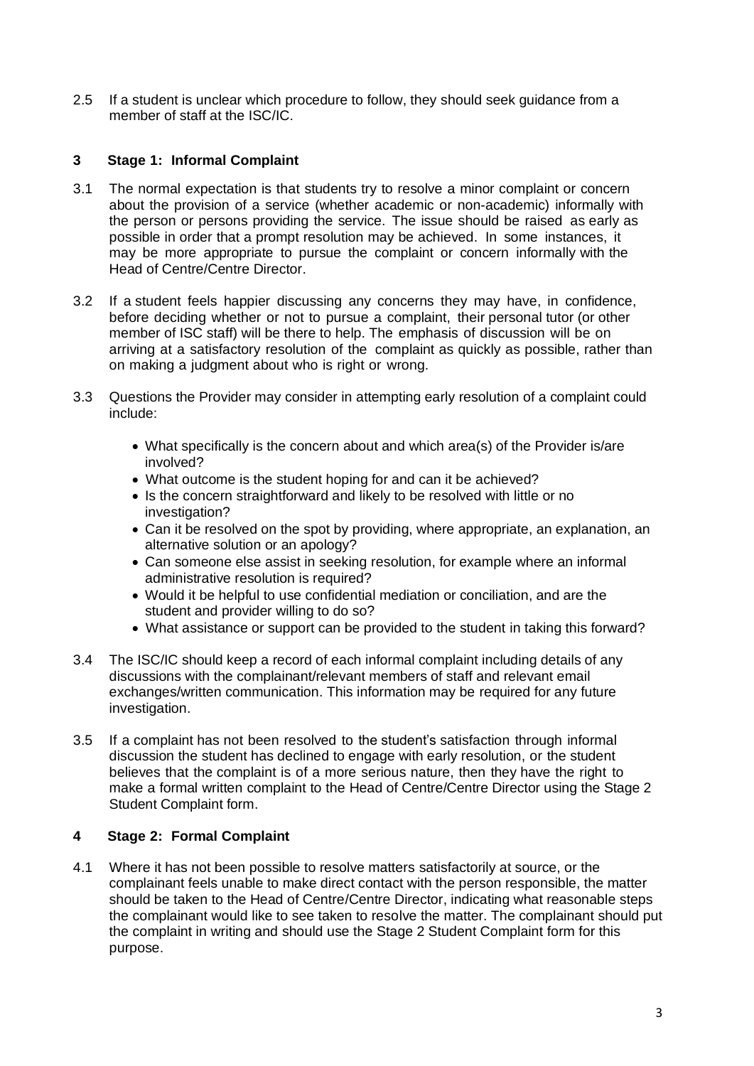2.5 If a student is unclear which procedure to follow, they should seek guidance from a member of staff at the ISC/IC.

## 3 Stage 1: Informal Complaint

3.1 The normal expectation is that students try to resolve a minor complaint or concern about the provision of a service (whether academic or non-academic) informally with the person or persons providing the service. The issue should be raised as early as possible in order that a prompt resolution may be achieved. In some instances, it may be more appropriate to pursue the complaint or concern informally with the Head of Centre/Centre Director.

3.2 If a student feels happier discussing any concerns they may have, in confidence, before deciding whether or not to pursue a complaint, their personal tutor (or other member of ISC staff) will be there to help. The emphasis of discussion will be on arriving at a satisfactory resolution of the complaint as quickly as possible, rather than on making a judgment about who is right or wrong.

3.3 Questions the Provider may consider in attempting early resolution of a complaint could include:

- What specifically is the concern about and which area(s) of the Provider is/are involved?
- What outcome is the student hoping for and can it be achieved?
- Is the concern straightforward and likely to be resolved with little or no investigation?
- Can it be resolved on the spot by providing, where appropriate, an explanation, an alternative solution or an apology?
- Can someone else assist in seeking resolution, for example where an informal administrative resolution is required?
- Would it be helpful to use confidential mediation or conciliation, and are the student and provider willing to do so?
- What assistance or support can be provided to the student in taking this forward?

3.4 The ISC/IC should keep a record of each informal complaint including details of any discussions with the complainant/relevant members of staff and relevant email exchanges/written communication. This information may be required for any future investigation.

3.5 If a complaint has not been resolved to the student's satisfaction through informal discussion the student has declined to engage with early resolution, or the student believes that the complaint is of a more serious nature, then they have the right to make a formal written complaint to the Head of Centre/Centre Director using the Stage 2 Student Complaint form.

## 4 Stage 2: Formal Complaint

4.1 Where it has not been possible to resolve matters satisfactorily at source, or the complainant feels unable to make direct contact with the person responsible, the matter should be taken to the Head of Centre/Centre Director, indicating what reasonable steps the complainant would like to see taken to resolve the matter. The complainant should put the complaint in writing and should use the Stage 2 Student Complaint form for this purpose.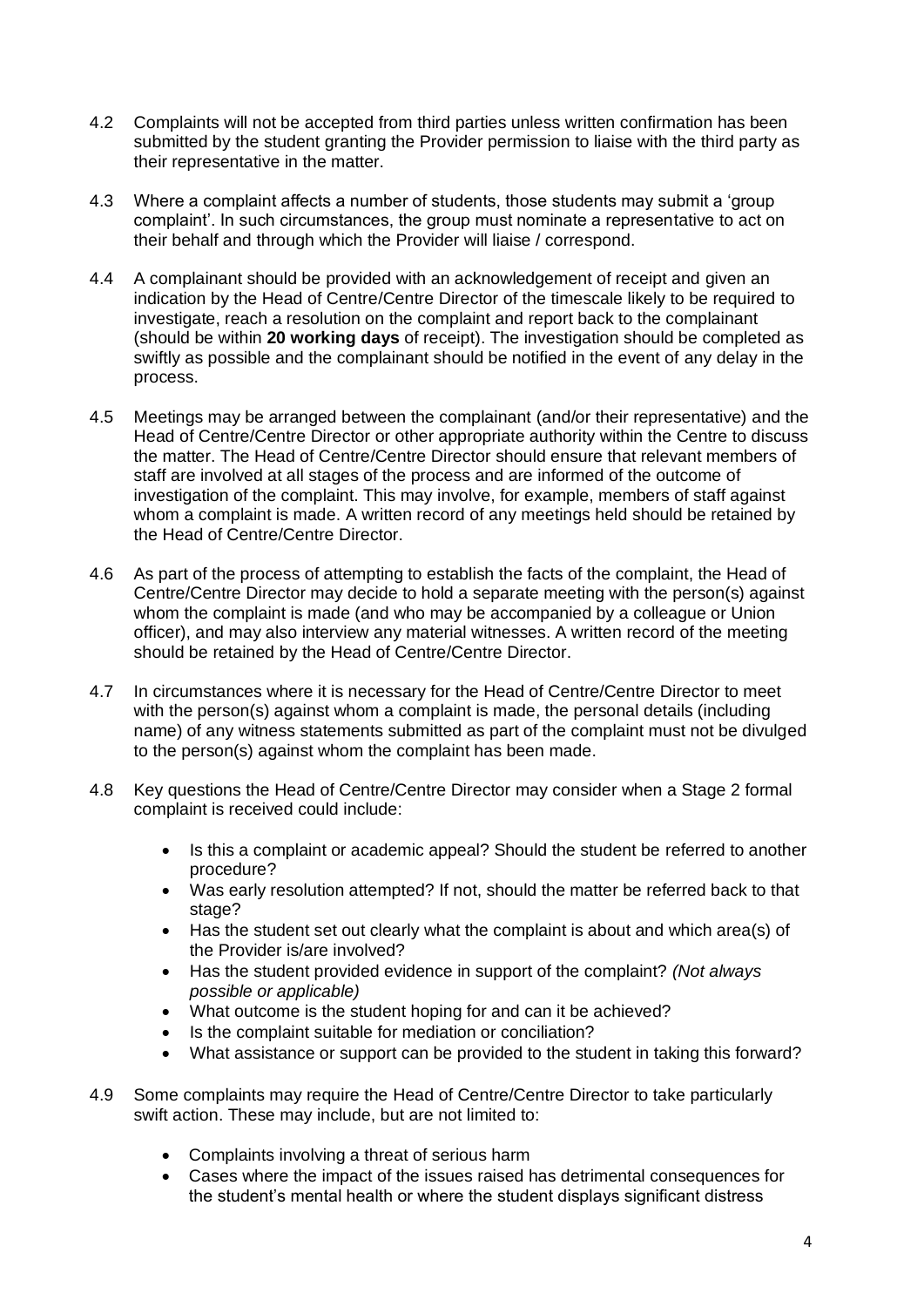4.2 Complaints will not be accepted from third parties unless written confirmation has been submitted by the student granting the Provider permission to liaise with the third party as their representative in the matter.

4.3 Where a complaint affects a number of students, those students may submit a 'group complaint'. In such circumstances, the group must nominate a representative to act on their behalf and through which the Provider will liaise / correspond.

4.4 A complainant should be provided with an acknowledgement of receipt and given an indication by the Head of Centre/Centre Director of the timescale likely to be required to investigate, reach a resolution on the complaint and report back to the complainant (should be within **20 working days** of receipt). The investigation should be completed as swiftly as possible and the complainant should be notified in the event of any delay in the process.

4.5 Meetings may be arranged between the complainant (and/or their representative) and the Head of Centre/Centre Director or other appropriate authority within the Centre to discuss the matter. The Head of Centre/Centre Director should ensure that relevant members of staff are involved at all stages of the process and are informed of the outcome of investigation of the complaint. This may involve, for example, members of staff against whom a complaint is made. A written record of any meetings held should be retained by the Head of Centre/Centre Director.

4.6 As part of the process of attempting to establish the facts of the complaint, the Head of Centre/Centre Director may decide to hold a separate meeting with the person(s) against whom the complaint is made (and who may be accompanied by a colleague or Union officer), and may also interview any material witnesses. A written record of the meeting should be retained by the Head of Centre/Centre Director.

4.7 In circumstances where it is necessary for the Head of Centre/Centre Director to meet with the person(s) against whom a complaint is made, the personal details (including name) of any witness statements submitted as part of the complaint must not be divulged to the person(s) against whom the complaint has been made.

4.8 Key questions the Head of Centre/Centre Director may consider when a Stage 2 formal complaint is received could include:

- Is this a complaint or academic appeal? Should the student be referred to another procedure?
- Was early resolution attempted? If not, should the matter be referred back to that stage?
- Has the student set out clearly what the complaint is about and which area(s) of the Provider is/are involved?
- Has the student provided evidence in support of the complaint? *(Not always possible or applicable)*
- What outcome is the student hoping for and can it be achieved?
- Is the complaint suitable for mediation or conciliation?
- What assistance or support can be provided to the student in taking this forward?

4.9 Some complaints may require the Head of Centre/Centre Director to take particularly swift action. These may include, but are not limited to:

- Complaints involving a threat of serious harm
- Cases where the impact of the issues raised has detrimental consequences for the student's mental health or where the student displays significant distress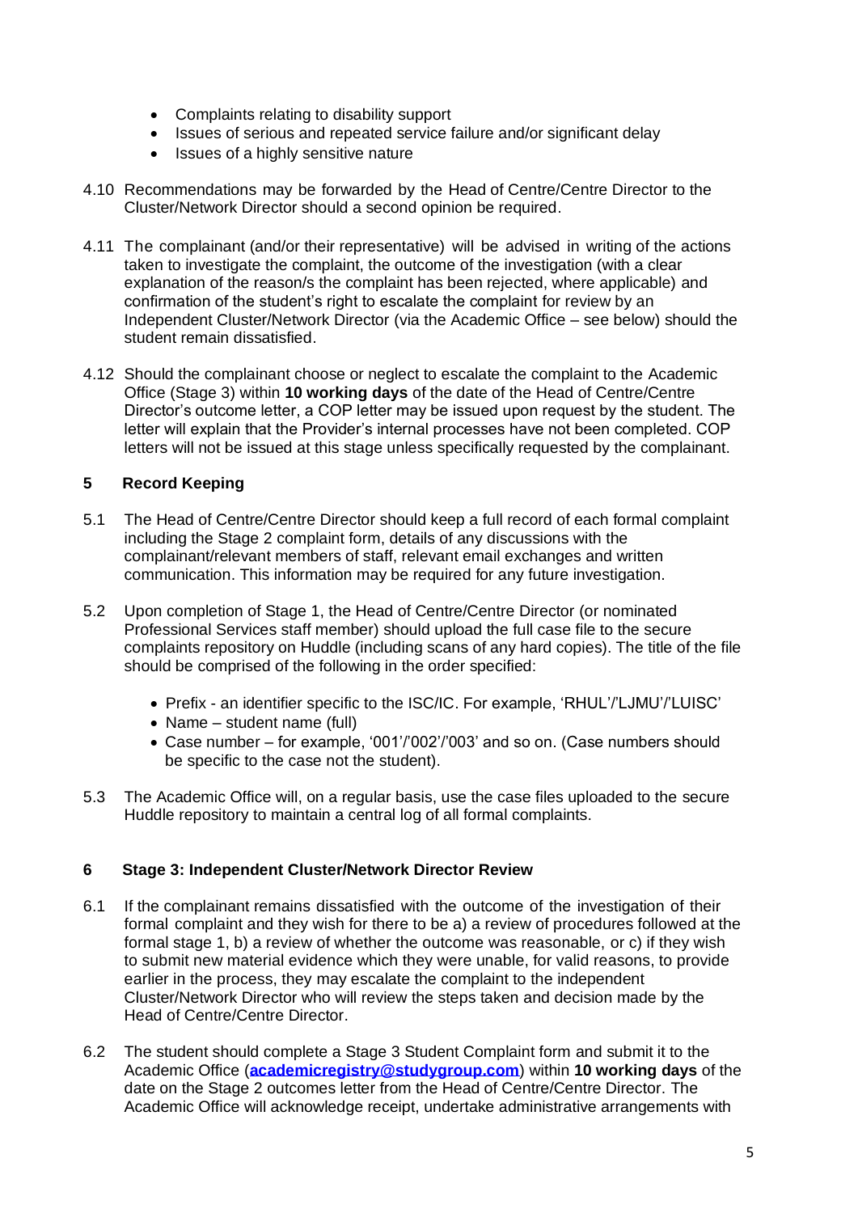- Complaints relating to disability support
- Issues of serious and repeated service failure and/or significant delay
- Issues of a highly sensitive nature

4.10 Recommendations may be forwarded by the Head of Centre/Centre Director to the Cluster/Network Director should a second opinion be required.

4.11 The complainant (and/or their representative) will be advised in writing of the actions taken to investigate the complaint, the outcome of the investigation (with a clear explanation of the reason/s the complaint has been rejected, where applicable) and confirmation of the student's right to escalate the complaint for review by an Independent Cluster/Network Director (via the Academic Office – see below) should the student remain dissatisfied.

4.12 Should the complainant choose or neglect to escalate the complaint to the Academic Office (Stage 3) within **10 working days** of the date of the Head of Centre/Centre Director's outcome letter, a COP letter may be issued upon request by the student. The letter will explain that the Provider's internal processes have not been completed. COP letters will not be issued at this stage unless specifically requested by the complainant.

## 5 Record Keeping

5.1 The Head of Centre/Centre Director should keep a full record of each formal complaint including the Stage 2 complaint form, details of any discussions with the complainant/relevant members of staff, relevant email exchanges and written communication. This information may be required for any future investigation.

5.2 Upon completion of Stage 1, the Head of Centre/Centre Director (or nominated Professional Services staff member) should upload the full case file to the secure complaints repository on Huddle (including scans of any hard copies). The title of the file should be comprised of the following in the order specified:

- Prefix - an identifier specific to the ISC/IC. For example, 'RHUL'/'LJMU'/'LUISC'
- Name – student name (full)
- Case number – for example, '001'/'002'/'003' and so on. (Case numbers should be specific to the case not the student).

5.3 The Academic Office will, on a regular basis, use the case files uploaded to the secure Huddle repository to maintain a central log of all formal complaints.

## 6 Stage 3: Independent Cluster/Network Director Review

6.1 If the complainant remains dissatisfied with the outcome of the investigation of their formal complaint and they wish for there to be a) a review of procedures followed at the formal stage 1, b) a review of whether the outcome was reasonable, or c) if they wish to submit new material evidence which they were unable, for valid reasons, to provide earlier in the process, they may escalate the complaint to the independent Cluster/Network Director who will review the steps taken and decision made by the Head of Centre/Centre Director.

6.2 The student should complete a Stage 3 Student Complaint form and submit it to the Academic Office (**academicregistry@studygroup.com**) within **10 working days** of the date on the Stage 2 outcomes letter from the Head of Centre/Centre Director. The Academic Office will acknowledge receipt, undertake administrative arrangements with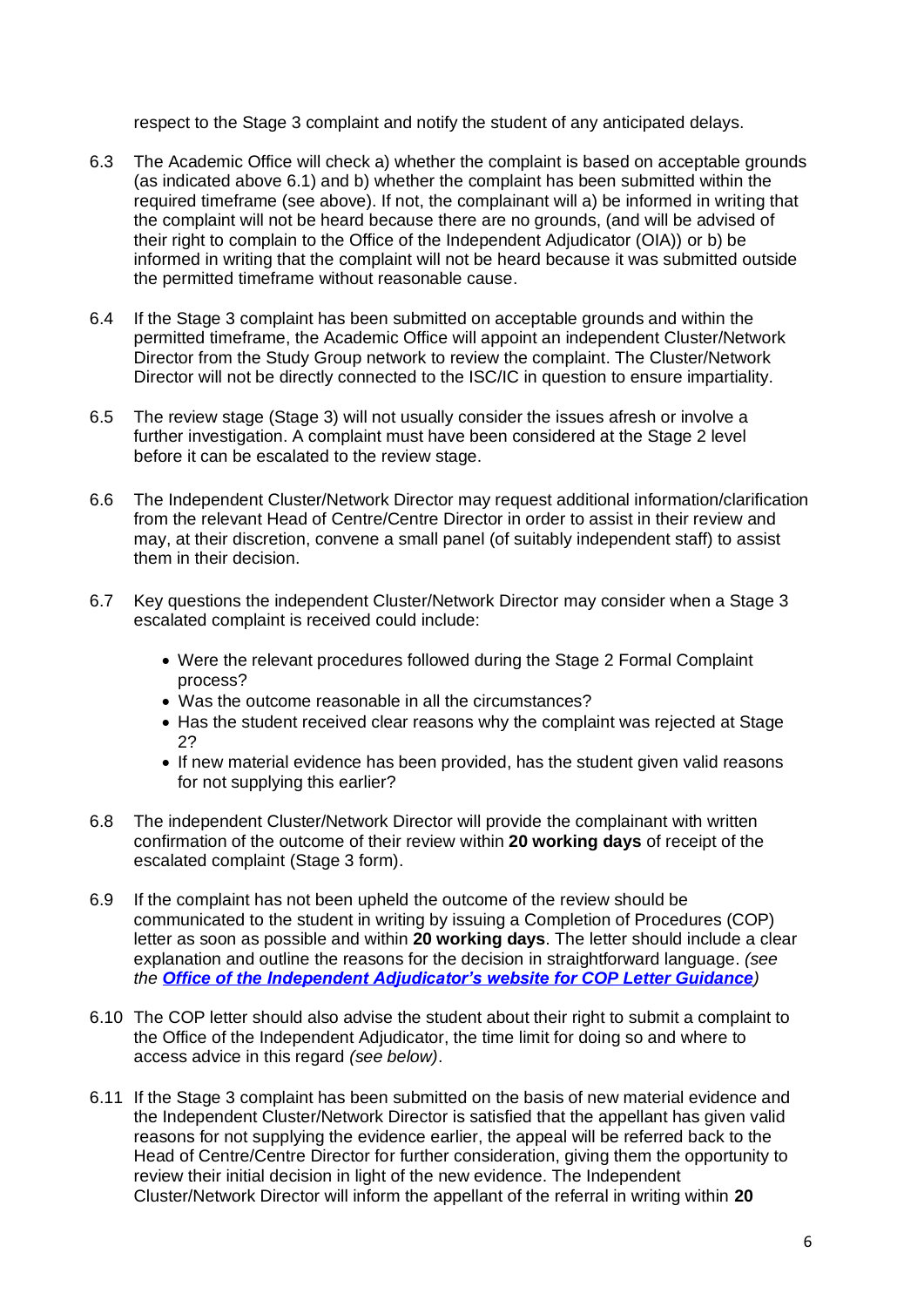respect to the Stage 3 complaint and notify the student of any anticipated delays.

6.3 The Academic Office will check a) whether the complaint is based on acceptable grounds (as indicated above 6.1) and b) whether the complaint has been submitted within the required timeframe (see above). If not, the complainant will a) be informed in writing that the complaint will not be heard because there are no grounds, (and will be advised of their right to complain to the Office of the Independent Adjudicator (OIA)) or b) be informed in writing that the complaint will not be heard because it was submitted outside the permitted timeframe without reasonable cause.

6.4 If the Stage 3 complaint has been submitted on acceptable grounds and within the permitted timeframe, the Academic Office will appoint an independent Cluster/Network Director from the Study Group network to review the complaint. The Cluster/Network Director will not be directly connected to the ISC/IC in question to ensure impartiality.

6.5 The review stage (Stage 3) will not usually consider the issues afresh or involve a further investigation. A complaint must have been considered at the Stage 2 level before it can be escalated to the review stage.

6.6 The Independent Cluster/Network Director may request additional information/clarification from the relevant Head of Centre/Centre Director in order to assist in their review and may, at their discretion, convene a small panel (of suitably independent staff) to assist them in their decision.

6.7 Key questions the independent Cluster/Network Director may consider when a Stage 3 escalated complaint is received could include:

- Were the relevant procedures followed during the Stage 2 Formal Complaint process?
- Was the outcome reasonable in all the circumstances?
- Has the student received clear reasons why the complaint was rejected at Stage 2?
- If new material evidence has been provided, has the student given valid reasons for not supplying this earlier?

6.8 The independent Cluster/Network Director will provide the complainant with written confirmation of the outcome of their review within **20 working days** of receipt of the escalated complaint (Stage 3 form).

6.9 If the complaint has not been upheld the outcome of the review should be communicated to the student in writing by issuing a Completion of Procedures (COP) letter as soon as possible and within **20 working days**. The letter should include a clear explanation and outline the reasons for the decision in straightforward language. *(see the **Office of the Independent Adjudicator's website for COP Letter Guidance**)*

6.10 The COP letter should also advise the student about their right to submit a complaint to the Office of the Independent Adjudicator, the time limit for doing so and where to access advice in this regard *(see below)*.

6.11 If the Stage 3 complaint has been submitted on the basis of new material evidence and the Independent Cluster/Network Director is satisfied that the appellant has given valid reasons for not supplying the evidence earlier, the appeal will be referred back to the Head of Centre/Centre Director for further consideration, giving them the opportunity to review their initial decision in light of the new evidence. The Independent Cluster/Network Director will inform the appellant of the referral in writing within **20**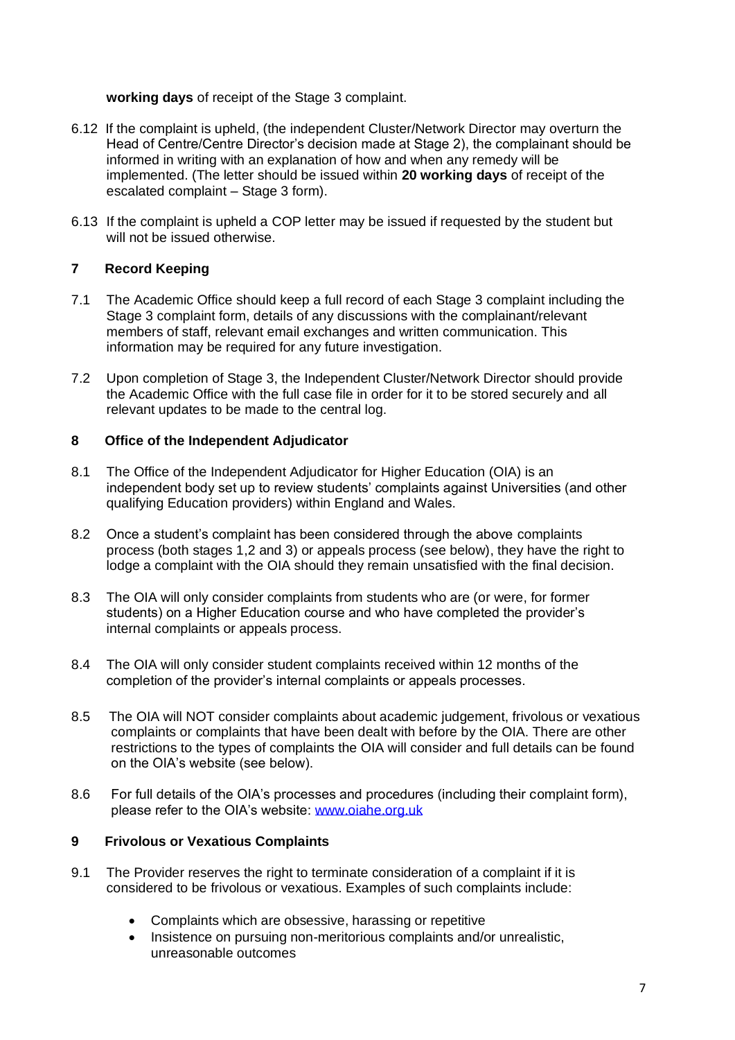**working days** of receipt of the Stage 3 complaint.

6.12 If the complaint is upheld, (the independent Cluster/Network Director may overturn the Head of Centre/Centre Director's decision made at Stage 2), the complainant should be informed in writing with an explanation of how and when any remedy will be implemented. (The letter should be issued within **20 working days** of receipt of the escalated complaint – Stage 3 form).

6.13 If the complaint is upheld a COP letter may be issued if requested by the student but will not be issued otherwise.

## 7 Record Keeping

7.1 The Academic Office should keep a full record of each Stage 3 complaint including the Stage 3 complaint form, details of any discussions with the complainant/relevant members of staff, relevant email exchanges and written communication. This information may be required for any future investigation.

7.2 Upon completion of Stage 3, the Independent Cluster/Network Director should provide the Academic Office with the full case file in order for it to be stored securely and all relevant updates to be made to the central log.

## 8 Office of the Independent Adjudicator

8.1 The Office of the Independent Adjudicator for Higher Education (OIA) is an independent body set up to review students' complaints against Universities (and other qualifying Education providers) within England and Wales.

8.2 Once a student's complaint has been considered through the above complaints process (both stages 1,2 and 3) or appeals process (see below), they have the right to lodge a complaint with the OIA should they remain unsatisfied with the final decision.

8.3 The OIA will only consider complaints from students who are (or were, for former students) on a Higher Education course and who have completed the provider's internal complaints or appeals process.

8.4 The OIA will only consider student complaints received within 12 months of the completion of the provider's internal complaints or appeals processes.

8.5 The OIA will NOT consider complaints about academic judgement, frivolous or vexatious complaints or complaints that have been dealt with before by the OIA. There are other restrictions to the types of complaints the OIA will consider and full details can be found on the OIA's website (see below).

8.6 For full details of the OIA's processes and procedures (including their complaint form), please refer to the OIA's website: [www.oiahe.org.uk](http://www.oiahe.org.uk)

## 9 Frivolous or Vexatious Complaints

9.1 The Provider reserves the right to terminate consideration of a complaint if it is considered to be frivolous or vexatious. Examples of such complaints include:

- Complaints which are obsessive, harassing or repetitive
- Insistence on pursuing non-meritorious complaints and/or unrealistic, unreasonable outcomes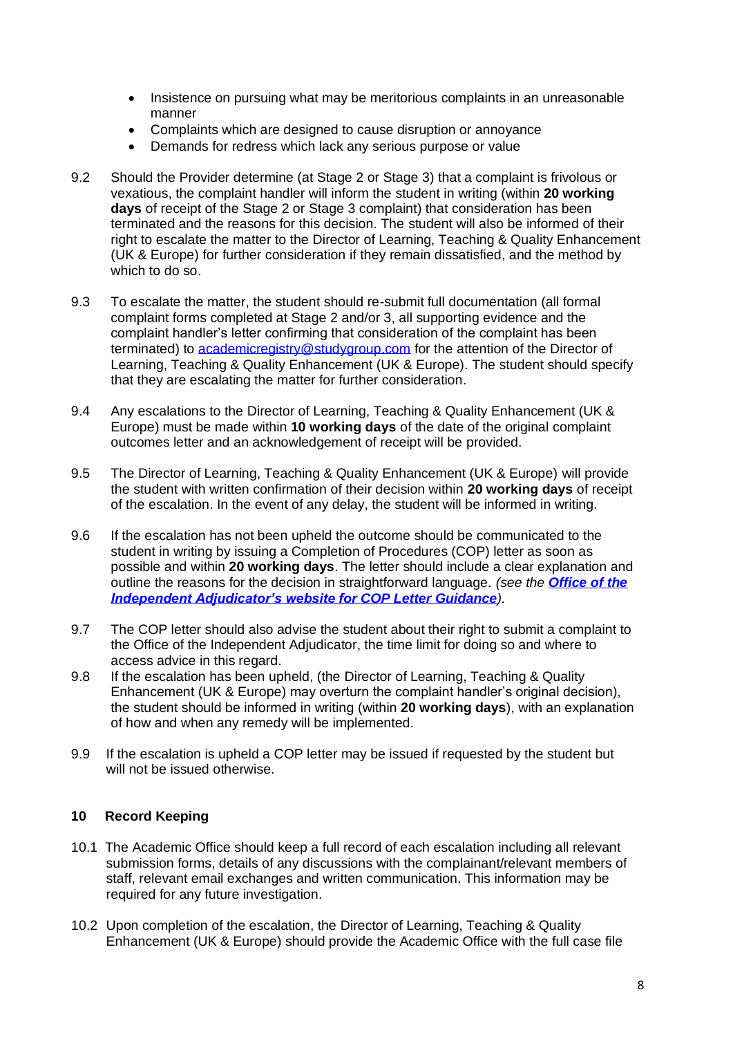- Insistence on pursuing what may be meritorious complaints in an unreasonable manner
- Complaints which are designed to cause disruption or annoyance
- Demands for redress which lack any serious purpose or value

9.2 Should the Provider determine (at Stage 2 or Stage 3) that a complaint is frivolous or vexatious, the complaint handler will inform the student in writing (within **20 working days** of receipt of the Stage 2 or Stage 3 complaint) that consideration has been terminated and the reasons for this decision. The student will also be informed of their right to escalate the matter to the Director of Learning, Teaching & Quality Enhancement (UK & Europe) for further consideration if they remain dissatisfied, and the method by which to do so.

9.3 To escalate the matter, the student should re-submit full documentation (all formal complaint forms completed at Stage 2 and/or 3, all supporting evidence and the complaint handler's letter confirming that consideration of the complaint has been terminated) to [academicregistry@studygroup.com](mailto:academicregistry@studygroup.com) for the attention of the Director of Learning, Teaching & Quality Enhancement (UK & Europe). The student should specify that they are escalating the matter for further consideration.

9.4 Any escalations to the Director of Learning, Teaching & Quality Enhancement (UK & Europe) must be made within **10 working days** of the date of the original complaint outcomes letter and an acknowledgement of receipt will be provided.

9.5 The Director of Learning, Teaching & Quality Enhancement (UK & Europe) will provide the student with written confirmation of their decision within **20 working days** of receipt of the escalation. In the event of any delay, the student will be informed in writing.

9.6 If the escalation has not been upheld the outcome should be communicated to the student in writing by issuing a Completion of Procedures (COP) letter as soon as possible and within **20 working days**. The letter should include a clear explanation and outline the reasons for the decision in straightforward language. *(see the **[Office of the Independent Adjudicator's website for COP Letter Guidance](#)**).*

9.7 The COP letter should also advise the student about their right to submit a complaint to the Office of the Independent Adjudicator, the time limit for doing so and where to access advice in this regard.

9.8 If the escalation has been upheld, (the Director of Learning, Teaching & Quality Enhancement (UK & Europe) may overturn the complaint handler's original decision), the student should be informed in writing (within **20 working days**), with an explanation of how and when any remedy will be implemented.

9.9 If the escalation is upheld a COP letter may be issued if requested by the student but will not be issued otherwise.

## 10 Record Keeping

10.1 The Academic Office should keep a full record of each escalation including all relevant submission forms, details of any discussions with the complainant/relevant members of staff, relevant email exchanges and written communication. This information may be required for any future investigation.

10.2 Upon completion of the escalation, the Director of Learning, Teaching & Quality Enhancement (UK & Europe) should provide the Academic Office with the full case file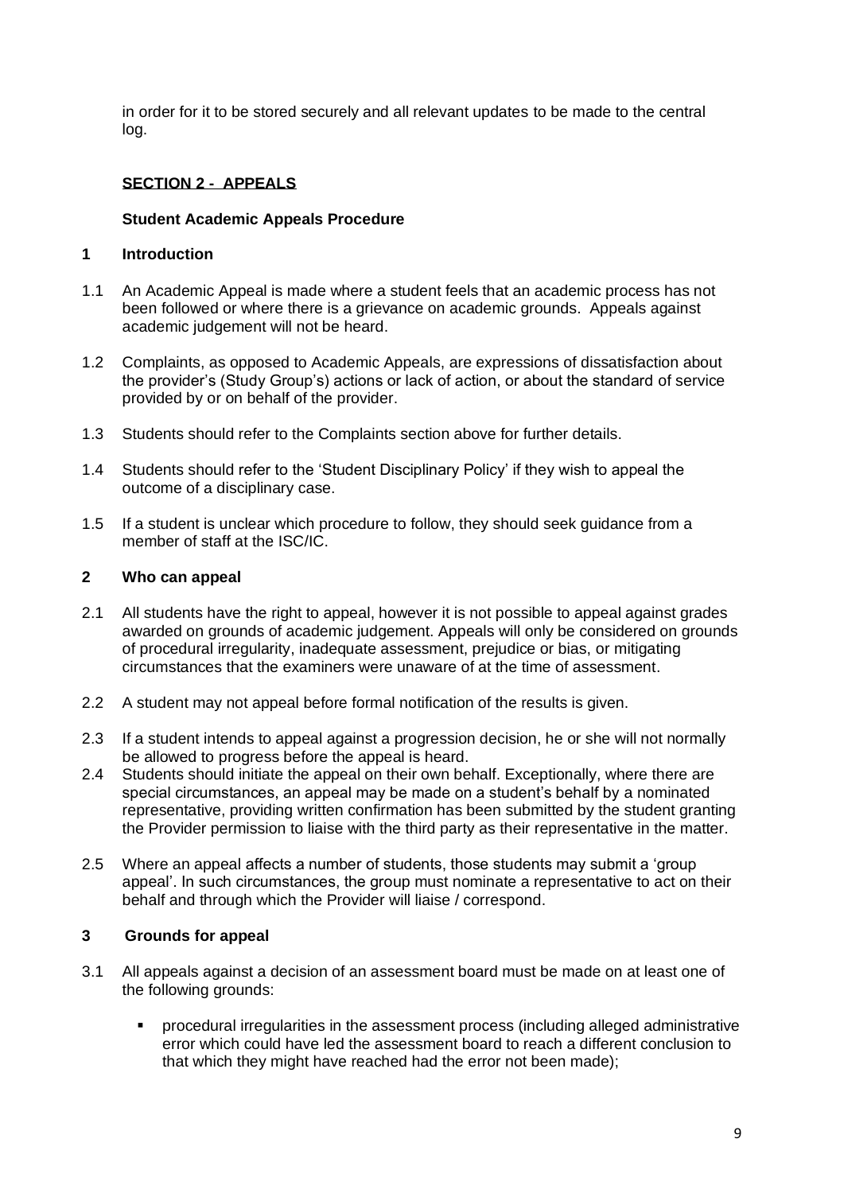in order for it to be stored securely and all relevant updates to be made to the central log.

## SECTION 2 - APPEALS

### Student Academic Appeals Procedure

### 1 Introduction

1.1 An Academic Appeal is made where a student feels that an academic process has not been followed or where there is a grievance on academic grounds. Appeals against academic judgement will not be heard.

1.2 Complaints, as opposed to Academic Appeals, are expressions of dissatisfaction about the provider's (Study Group's) actions or lack of action, or about the standard of service provided by or on behalf of the provider.

1.3 Students should refer to the Complaints section above for further details.

1.4 Students should refer to the 'Student Disciplinary Policy' if they wish to appeal the outcome of a disciplinary case.

1.5 If a student is unclear which procedure to follow, they should seek guidance from a member of staff at the ISC/IC.

### 2 Who can appeal

2.1 All students have the right to appeal, however it is not possible to appeal against grades awarded on grounds of academic judgement. Appeals will only be considered on grounds of procedural irregularity, inadequate assessment, prejudice or bias, or mitigating circumstances that the examiners were unaware of at the time of assessment.

2.2 A student may not appeal before formal notification of the results is given.

2.3 If a student intends to appeal against a progression decision, he or she will not normally be allowed to progress before the appeal is heard.

2.4 Students should initiate the appeal on their own behalf. Exceptionally, where there are special circumstances, an appeal may be made on a student's behalf by a nominated representative, providing written confirmation has been submitted by the student granting the Provider permission to liaise with the third party as their representative in the matter.

2.5 Where an appeal affects a number of students, those students may submit a 'group appeal'. In such circumstances, the group must nominate a representative to act on their behalf and through which the Provider will liaise / correspond.

### 3 Grounds for appeal

3.1 All appeals against a decision of an assessment board must be made on at least one of the following grounds:

- procedural irregularities in the assessment process (including alleged administrative error which could have led the assessment board to reach a different conclusion to that which they might have reached had the error not been made);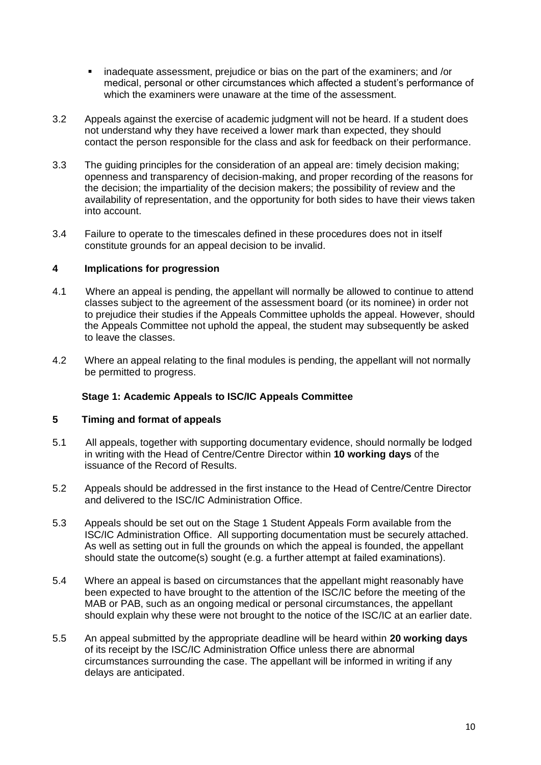- inadequate assessment, prejudice or bias on the part of the examiners; and /or medical, personal or other circumstances which affected a student's performance of which the examiners were unaware at the time of the assessment.

3.2 Appeals against the exercise of academic judgment will not be heard. If a student does not understand why they have received a lower mark than expected, they should contact the person responsible for the class and ask for feedback on their performance.

3.3 The guiding principles for the consideration of an appeal are: timely decision making; openness and transparency of decision-making, and proper recording of the reasons for the decision; the impartiality of the decision makers; the possibility of review and the availability of representation, and the opportunity for both sides to have their views taken into account.

3.4 Failure to operate to the timescales defined in these procedures does not in itself constitute grounds for an appeal decision to be invalid.

## 4 Implications for progression

4.1 Where an appeal is pending, the appellant will normally be allowed to continue to attend classes subject to the agreement of the assessment board (or its nominee) in order not to prejudice their studies if the Appeals Committee upholds the appeal. However, should the Appeals Committee not uphold the appeal, the student may subsequently be asked to leave the classes.

4.2 Where an appeal relating to the final modules is pending, the appellant will not normally be permitted to progress.

## Stage 1: Academic Appeals to ISC/IC Appeals Committee

## 5 Timing and format of appeals

5.1 All appeals, together with supporting documentary evidence, should normally be lodged in writing with the Head of Centre/Centre Director within **10 working days** of the issuance of the Record of Results.

5.2 Appeals should be addressed in the first instance to the Head of Centre/Centre Director and delivered to the ISC/IC Administration Office.

5.3 Appeals should be set out on the Stage 1 Student Appeals Form available from the ISC/IC Administration Office. All supporting documentation must be securely attached. As well as setting out in full the grounds on which the appeal is founded, the appellant should state the outcome(s) sought (e.g. a further attempt at failed examinations).

5.4 Where an appeal is based on circumstances that the appellant might reasonably have been expected to have brought to the attention of the ISC/IC before the meeting of the MAB or PAB, such as an ongoing medical or personal circumstances, the appellant should explain why these were not brought to the notice of the ISC/IC at an earlier date.

5.5 An appeal submitted by the appropriate deadline will be heard within **20 working days** of its receipt by the ISC/IC Administration Office unless there are abnormal circumstances surrounding the case. The appellant will be informed in writing if any delays are anticipated.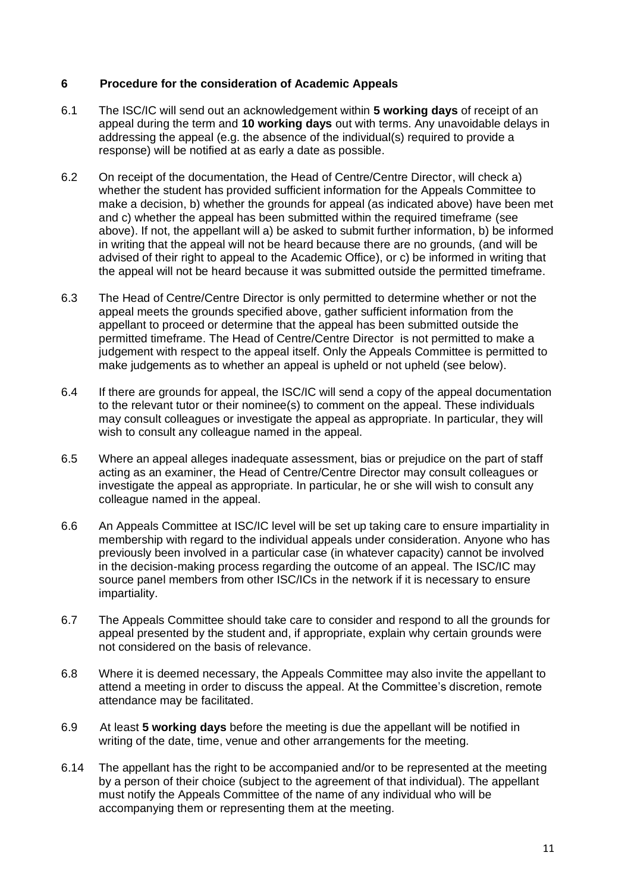## 6 Procedure for the consideration of Academic Appeals

6.1 The ISC/IC will send out an acknowledgement within **5 working days** of receipt of an appeal during the term and **10 working days** out with terms. Any unavoidable delays in addressing the appeal (e.g. the absence of the individual(s) required to provide a response) will be notified at as early a date as possible.

6.2 On receipt of the documentation, the Head of Centre/Centre Director, will check a) whether the student has provided sufficient information for the Appeals Committee to make a decision, b) whether the grounds for appeal (as indicated above) have been met and c) whether the appeal has been submitted within the required timeframe (see above). If not, the appellant will a) be asked to submit further information, b) be informed in writing that the appeal will not be heard because there are no grounds, (and will be advised of their right to appeal to the Academic Office), or c) be informed in writing that the appeal will not be heard because it was submitted outside the permitted timeframe.

6.3 The Head of Centre/Centre Director is only permitted to determine whether or not the appeal meets the grounds specified above, gather sufficient information from the appellant to proceed or determine that the appeal has been submitted outside the permitted timeframe. The Head of Centre/Centre Director is not permitted to make a judgement with respect to the appeal itself. Only the Appeals Committee is permitted to make judgements as to whether an appeal is upheld or not upheld (see below).

6.4 If there are grounds for appeal, the ISC/IC will send a copy of the appeal documentation to the relevant tutor or their nominee(s) to comment on the appeal. These individuals may consult colleagues or investigate the appeal as appropriate. In particular, they will wish to consult any colleague named in the appeal.

6.5 Where an appeal alleges inadequate assessment, bias or prejudice on the part of staff acting as an examiner, the Head of Centre/Centre Director may consult colleagues or investigate the appeal as appropriate. In particular, he or she will wish to consult any colleague named in the appeal.

6.6 An Appeals Committee at ISC/IC level will be set up taking care to ensure impartiality in membership with regard to the individual appeals under consideration. Anyone who has previously been involved in a particular case (in whatever capacity) cannot be involved in the decision-making process regarding the outcome of an appeal. The ISC/IC may source panel members from other ISC/ICs in the network if it is necessary to ensure impartiality.

6.7 The Appeals Committee should take care to consider and respond to all the grounds for appeal presented by the student and, if appropriate, explain why certain grounds were not considered on the basis of relevance.

6.8 Where it is deemed necessary, the Appeals Committee may also invite the appellant to attend a meeting in order to discuss the appeal. At the Committee's discretion, remote attendance may be facilitated.

6.9 At least **5 working days** before the meeting is due the appellant will be notified in writing of the date, time, venue and other arrangements for the meeting.

6.14 The appellant has the right to be accompanied and/or to be represented at the meeting by a person of their choice (subject to the agreement of that individual). The appellant must notify the Appeals Committee of the name of any individual who will be accompanying them or representing them at the meeting.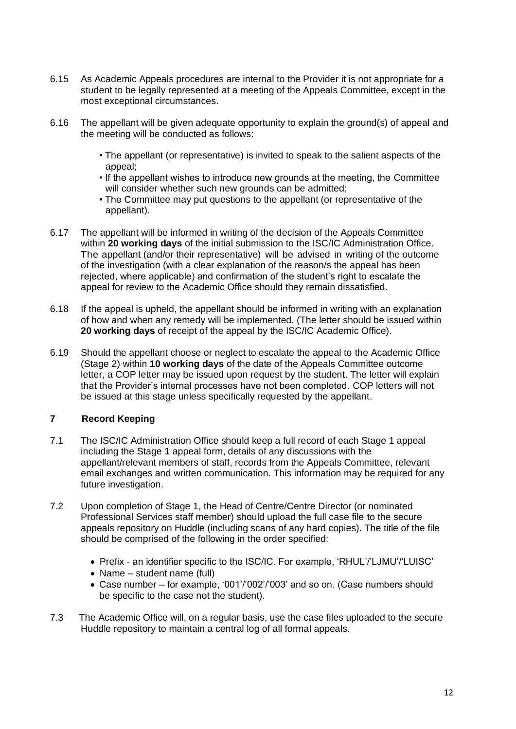6.15 As Academic Appeals procedures are internal to the Provider it is not appropriate for a student to be legally represented at a meeting of the Appeals Committee, except in the most exceptional circumstances.

6.16 The appellant will be given adequate opportunity to explain the ground(s) of appeal and the meeting will be conducted as follows:

- The appellant (or representative) is invited to speak to the salient aspects of the appeal;
- If the appellant wishes to introduce new grounds at the meeting, the Committee will consider whether such new grounds can be admitted;
- The Committee may put questions to the appellant (or representative of the appellant).

6.17 The appellant will be informed in writing of the decision of the Appeals Committee within **20 working days** of the initial submission to the ISC/IC Administration Office. The appellant (and/or their representative) will be advised in writing of the outcome of the investigation (with a clear explanation of the reason/s the appeal has been rejected, where applicable) and confirmation of the student's right to escalate the appeal for review to the Academic Office should they remain dissatisfied.

6.18 If the appeal is upheld, the appellant should be informed in writing with an explanation of how and when any remedy will be implemented. (The letter should be issued within **20 working days** of receipt of the appeal by the ISC/IC Academic Office).

6.19 Should the appellant choose or neglect to escalate the appeal to the Academic Office (Stage 2) within **10 working days** of the date of the Appeals Committee outcome letter, a COP letter may be issued upon request by the student. The letter will explain that the Provider's internal processes have not been completed. COP letters will not be issued at this stage unless specifically requested by the appellant.

## 7 Record Keeping

7.1 The ISC/IC Administration Office should keep a full record of each Stage 1 appeal including the Stage 1 appeal form, details of any discussions with the appellant/relevant members of staff, records from the Appeals Committee, relevant email exchanges and written communication. This information may be required for any future investigation.

7.2 Upon completion of Stage 1, the Head of Centre/Centre Director (or nominated Professional Services staff member) should upload the full case file to the secure appeals repository on Huddle (including scans of any hard copies). The title of the file should be comprised of the following in the order specified:

- Prefix - an identifier specific to the ISC/IC. For example, 'RHUL'/'LJMU'/'LUISC'
- Name – student name (full)
- Case number – for example, '001'/'002'/'003' and so on. (Case numbers should be specific to the case not the student).

7.3 The Academic Office will, on a regular basis, use the case files uploaded to the secure Huddle repository to maintain a central log of all formal appeals.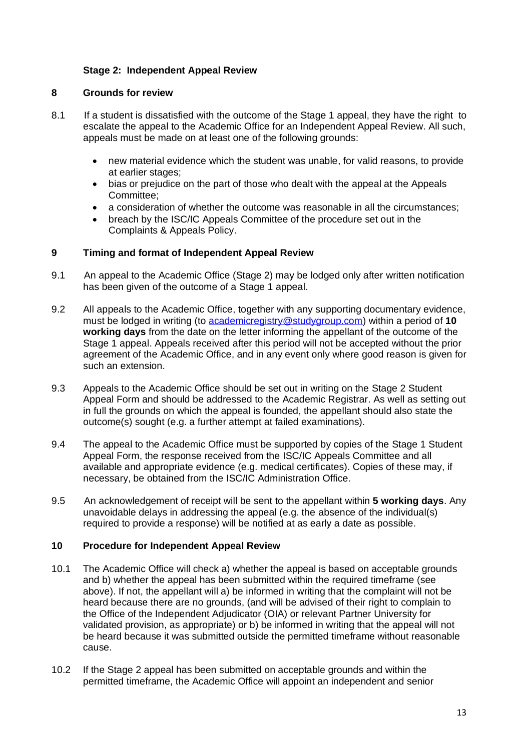### Stage 2: Independent Appeal Review

## 8 Grounds for review

8.1 If a student is dissatisfied with the outcome of the Stage 1 appeal, they have the right to escalate the appeal to the Academic Office for an Independent Appeal Review. All such, appeals must be made on at least one of the following grounds:

- new material evidence which the student was unable, for valid reasons, to provide at earlier stages;
- bias or prejudice on the part of those who dealt with the appeal at the Appeals Committee;
- a consideration of whether the outcome was reasonable in all the circumstances;
- breach by the ISC/IC Appeals Committee of the procedure set out in the Complaints & Appeals Policy.

## 9 Timing and format of Independent Appeal Review

9.1 An appeal to the Academic Office (Stage 2) may be lodged only after written notification has been given of the outcome of a Stage 1 appeal.

9.2 All appeals to the Academic Office, together with any supporting documentary evidence, must be lodged in writing (to [academicregistry@studygroup.com](mailto:academicregistry@studygroup.com)) within a period of **10 working days** from the date on the letter informing the appellant of the outcome of the Stage 1 appeal. Appeals received after this period will not be accepted without the prior agreement of the Academic Office, and in any event only where good reason is given for such an extension.

9.3 Appeals to the Academic Office should be set out in writing on the Stage 2 Student Appeal Form and should be addressed to the Academic Registrar. As well as setting out in full the grounds on which the appeal is founded, the appellant should also state the outcome(s) sought (e.g. a further attempt at failed examinations).

9.4 The appeal to the Academic Office must be supported by copies of the Stage 1 Student Appeal Form, the response received from the ISC/IC Appeals Committee and all available and appropriate evidence (e.g. medical certificates). Copies of these may, if necessary, be obtained from the ISC/IC Administration Office.

9.5 An acknowledgement of receipt will be sent to the appellant within **5 working days**. Any unavoidable delays in addressing the appeal (e.g. the absence of the individual(s) required to provide a response) will be notified at as early a date as possible.

## 10 Procedure for Independent Appeal Review

10.1 The Academic Office will check a) whether the appeal is based on acceptable grounds and b) whether the appeal has been submitted within the required timeframe (see above). If not, the appellant will a) be informed in writing that the complaint will not be heard because there are no grounds, (and will be advised of their right to complain to the Office of the Independent Adjudicator (OIA) or relevant Partner University for validated provision, as appropriate) or b) be informed in writing that the appeal will not be heard because it was submitted outside the permitted timeframe without reasonable cause.

10.2 If the Stage 2 appeal has been submitted on acceptable grounds and within the permitted timeframe, the Academic Office will appoint an independent and senior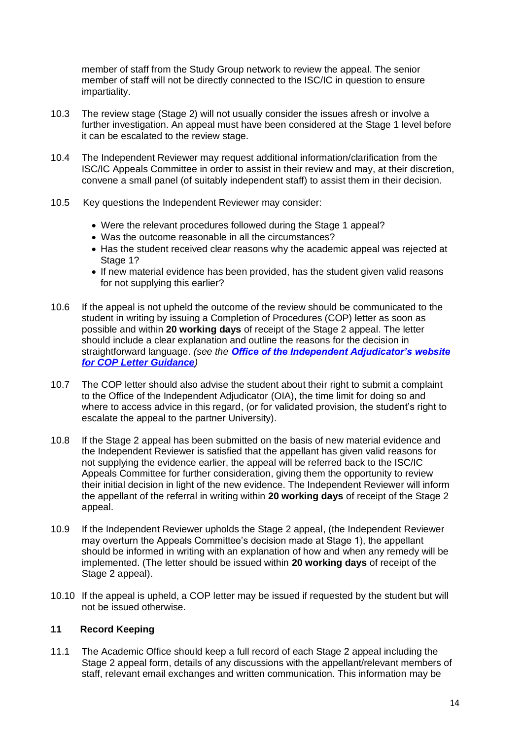member of staff from the Study Group network to review the appeal. The senior member of staff will not be directly connected to the ISC/IC in question to ensure impartiality.

10.3 The review stage (Stage 2) will not usually consider the issues afresh or involve a further investigation. An appeal must have been considered at the Stage 1 level before it can be escalated to the review stage.

10.4 The Independent Reviewer may request additional information/clarification from the ISC/IC Appeals Committee in order to assist in their review and may, at their discretion, convene a small panel (of suitably independent staff) to assist them in their decision.

10.5 Key questions the Independent Reviewer may consider:

- Were the relevant procedures followed during the Stage 1 appeal?
- Was the outcome reasonable in all the circumstances?
- Has the student received clear reasons why the academic appeal was rejected at Stage 1?
- If new material evidence has been provided, has the student given valid reasons for not supplying this earlier?

10.6 If the appeal is not upheld the outcome of the review should be communicated to the student in writing by issuing a Completion of Procedures (COP) letter as soon as possible and within **20 working days** of receipt of the Stage 2 appeal. The letter should include a clear explanation and outline the reasons for the decision in straightforward language. *(see the **Office of the Independent Adjudicator's website for COP Letter Guidance**)*

10.7 The COP letter should also advise the student about their right to submit a complaint to the Office of the Independent Adjudicator (OIA), the time limit for doing so and where to access advice in this regard, (or for validated provision, the student's right to escalate the appeal to the partner University).

10.8 If the Stage 2 appeal has been submitted on the basis of new material evidence and the Independent Reviewer is satisfied that the appellant has given valid reasons for not supplying the evidence earlier, the appeal will be referred back to the ISC/IC Appeals Committee for further consideration, giving them the opportunity to review their initial decision in light of the new evidence. The Independent Reviewer will inform the appellant of the referral in writing within **20 working days** of receipt of the Stage 2 appeal.

10.9 If the Independent Reviewer upholds the Stage 2 appeal, (the Independent Reviewer may overturn the Appeals Committee's decision made at Stage 1), the appellant should be informed in writing with an explanation of how and when any remedy will be implemented. (The letter should be issued within **20 working days** of receipt of the Stage 2 appeal).

10.10 If the appeal is upheld, a COP letter may be issued if requested by the student but will not be issued otherwise.

## 11 Record Keeping

11.1 The Academic Office should keep a full record of each Stage 2 appeal including the Stage 2 appeal form, details of any discussions with the appellant/relevant members of staff, relevant email exchanges and written communication. This information may be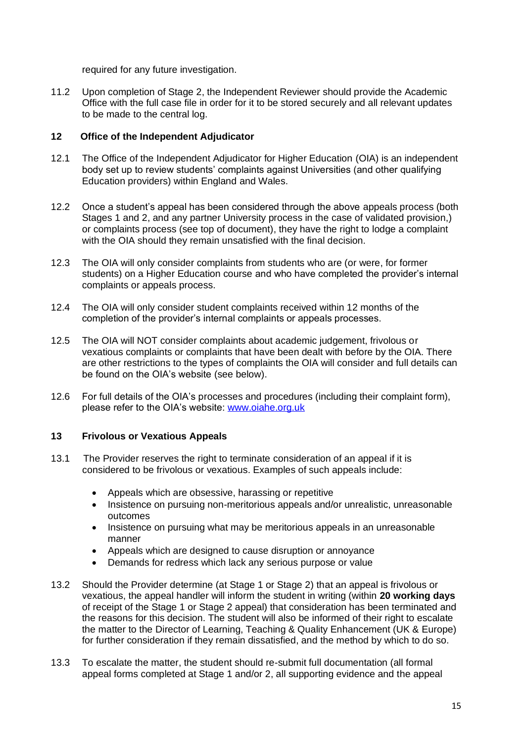required for any future investigation.

11.2 Upon completion of Stage 2, the Independent Reviewer should provide the Academic Office with the full case file in order for it to be stored securely and all relevant updates to be made to the central log.

## 12 Office of the Independent Adjudicator

12.1 The Office of the Independent Adjudicator for Higher Education (OIA) is an independent body set up to review students' complaints against Universities (and other qualifying Education providers) within England and Wales.

12.2 Once a student's appeal has been considered through the above appeals process (both Stages 1 and 2, and any partner University process in the case of validated provision,) or complaints process (see top of document), they have the right to lodge a complaint with the OIA should they remain unsatisfied with the final decision.

12.3 The OIA will only consider complaints from students who are (or were, for former students) on a Higher Education course and who have completed the provider's internal complaints or appeals process.

12.4 The OIA will only consider student complaints received within 12 months of the completion of the provider's internal complaints or appeals processes.

12.5 The OIA will NOT consider complaints about academic judgement, frivolous or vexatious complaints or complaints that have been dealt with before by the OIA. There are other restrictions to the types of complaints the OIA will consider and full details can be found on the OIA's website (see below).

12.6 For full details of the OIA's processes and procedures (including their complaint form), please refer to the OIA's website: [www.oiahe.org.uk](http://www.oiahe.org.uk)

## 13 Frivolous or Vexatious Appeals

13.1 The Provider reserves the right to terminate consideration of an appeal if it is considered to be frivolous or vexatious. Examples of such appeals include:

- Appeals which are obsessive, harassing or repetitive
- Insistence on pursuing non-meritorious appeals and/or unrealistic, unreasonable outcomes
- Insistence on pursuing what may be meritorious appeals in an unreasonable manner
- Appeals which are designed to cause disruption or annoyance
- Demands for redress which lack any serious purpose or value

13.2 Should the Provider determine (at Stage 1 or Stage 2) that an appeal is frivolous or vexatious, the appeal handler will inform the student in writing (within **20 working days** of receipt of the Stage 1 or Stage 2 appeal) that consideration has been terminated and the reasons for this decision. The student will also be informed of their right to escalate the matter to the Director of Learning, Teaching & Quality Enhancement (UK & Europe) for further consideration if they remain dissatisfied, and the method by which to do so.

13.3 To escalate the matter, the student should re-submit full documentation (all formal appeal forms completed at Stage 1 and/or 2, all supporting evidence and the appeal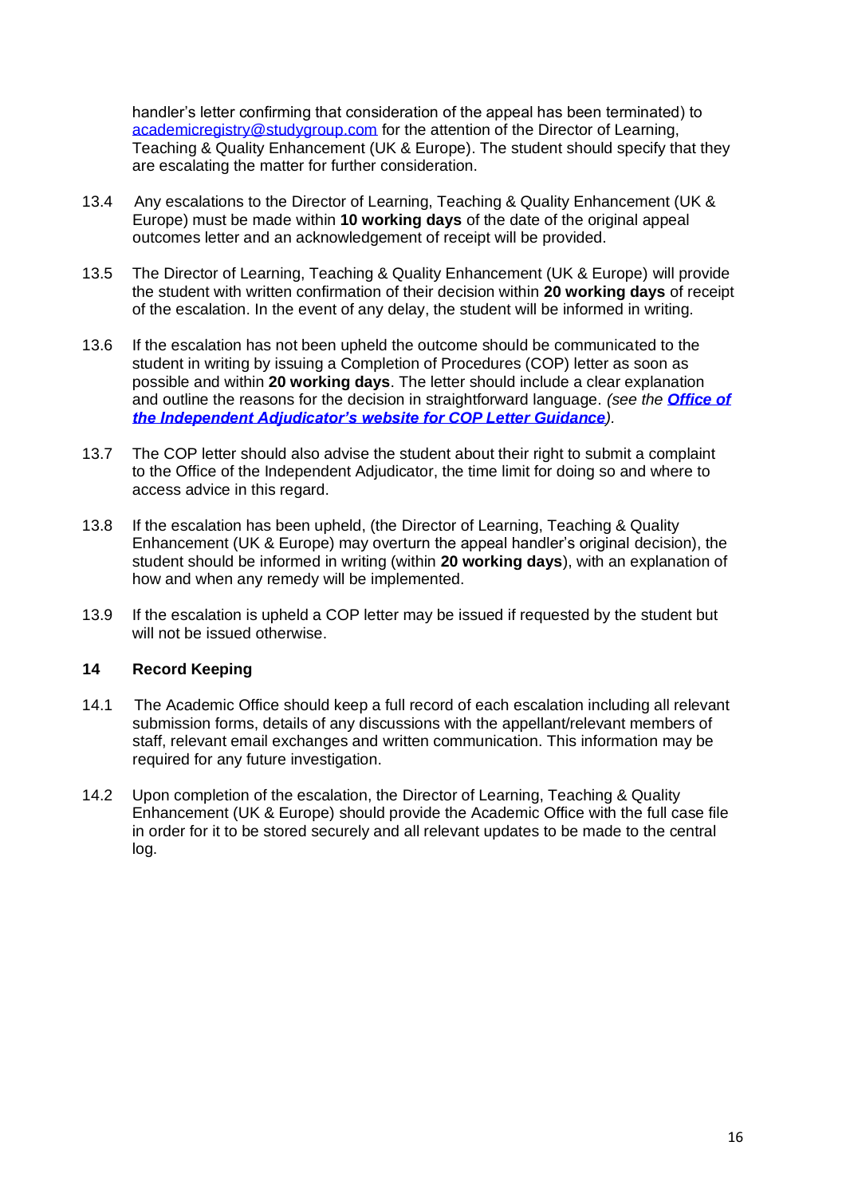handler's letter confirming that consideration of the appeal has been terminated) to academicregistry@studygroup.com for the attention of the Director of Learning, Teaching & Quality Enhancement (UK & Europe). The student should specify that they are escalating the matter for further consideration.

13.4 Any escalations to the Director of Learning, Teaching & Quality Enhancement (UK & Europe) must be made within **10 working days** of the date of the original appeal outcomes letter and an acknowledgement of receipt will be provided.

13.5 The Director of Learning, Teaching & Quality Enhancement (UK & Europe) will provide the student with written confirmation of their decision within **20 working days** of receipt of the escalation. In the event of any delay, the student will be informed in writing.

13.6 If the escalation has not been upheld the outcome should be communicated to the student in writing by issuing a Completion of Procedures (COP) letter as soon as possible and within **20 working days**. The letter should include a clear explanation and outline the reasons for the decision in straightforward language. *(see the **Office of the Independent Adjudicator's website for COP Letter Guidance**).*

13.7 The COP letter should also advise the student about their right to submit a complaint to the Office of the Independent Adjudicator, the time limit for doing so and where to access advice in this regard.

13.8 If the escalation has been upheld, (the Director of Learning, Teaching & Quality Enhancement (UK & Europe) may overturn the appeal handler's original decision), the student should be informed in writing (within **20 working days**), with an explanation of how and when any remedy will be implemented.

13.9 If the escalation is upheld a COP letter may be issued if requested by the student but will not be issued otherwise.

## 14 Record Keeping

14.1 The Academic Office should keep a full record of each escalation including all relevant submission forms, details of any discussions with the appellant/relevant members of staff, relevant email exchanges and written communication. This information may be required for any future investigation.

14.2 Upon completion of the escalation, the Director of Learning, Teaching & Quality Enhancement (UK & Europe) should provide the Academic Office with the full case file in order for it to be stored securely and all relevant updates to be made to the central log.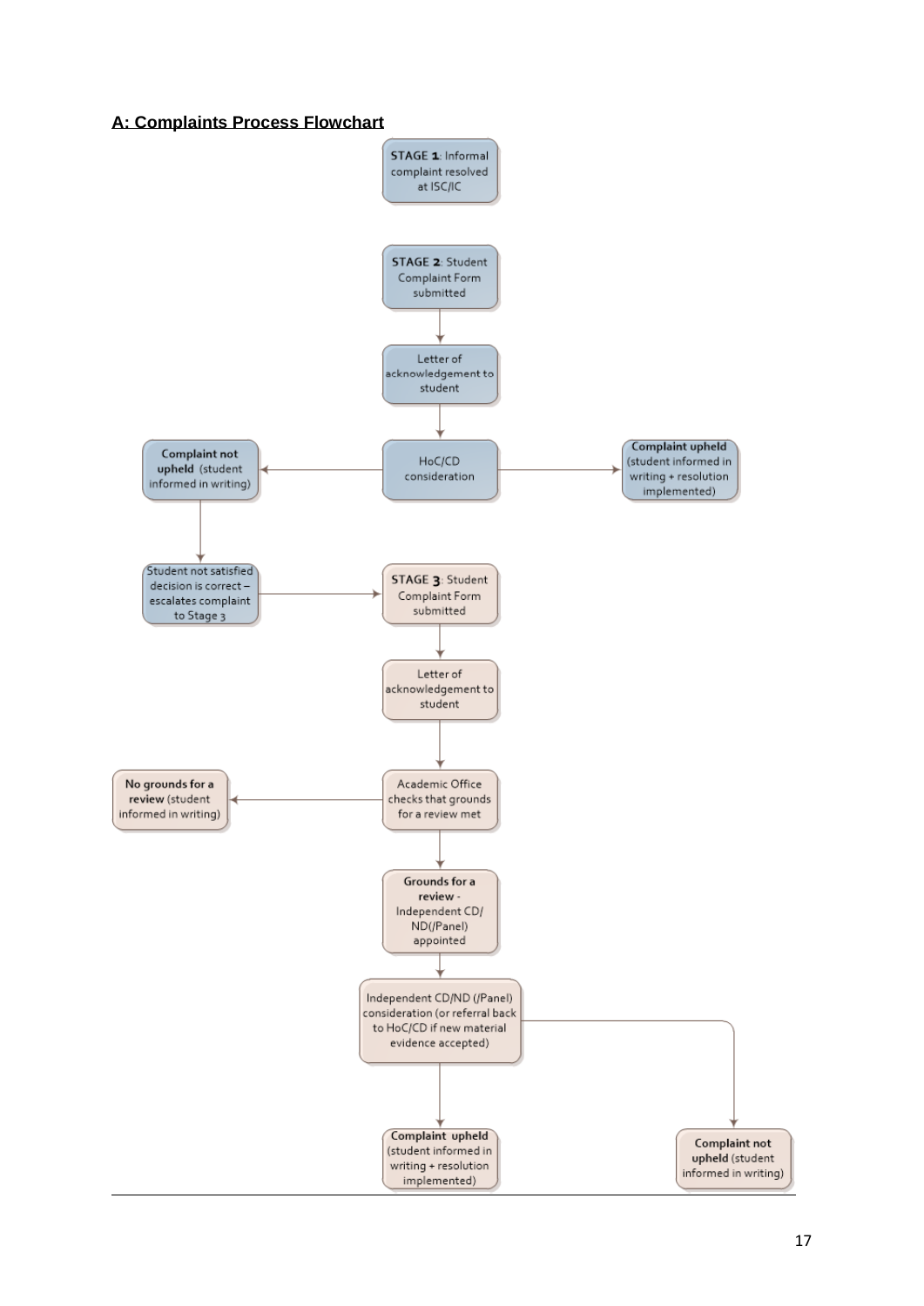## A: Complaints Process Flowchart

**STAGE 1**: Informal complaint resolved at ISC/IC

**STAGE 2**: Student Complaint Form submitted

↓

Letter of acknowledgement to student

↓

HoC/CD consideration

- → **Complaint not upheld** (student informed in writing)
  - ↓ Student not satisfied decision is correct – escalates complaint to Stage 3 → **STAGE 3**
- → **Complaint upheld** (student informed in writing + resolution implemented)

**STAGE 3**: Student Complaint Form submitted

↓

Letter of acknowledgement to student

↓

Academic Office checks that grounds for a review met

- → **No grounds for a review** (student informed in writing)

↓

**Grounds for a review** - Independent CD/ ND(/Panel) appointed

↓

Independent CD/ND (/Panel) consideration (or referral back to HoC/CD if new material evidence accepted)

- → **Complaint upheld** (student informed in writing + resolution implemented)
- → **Complaint not upheld** (student informed in writing)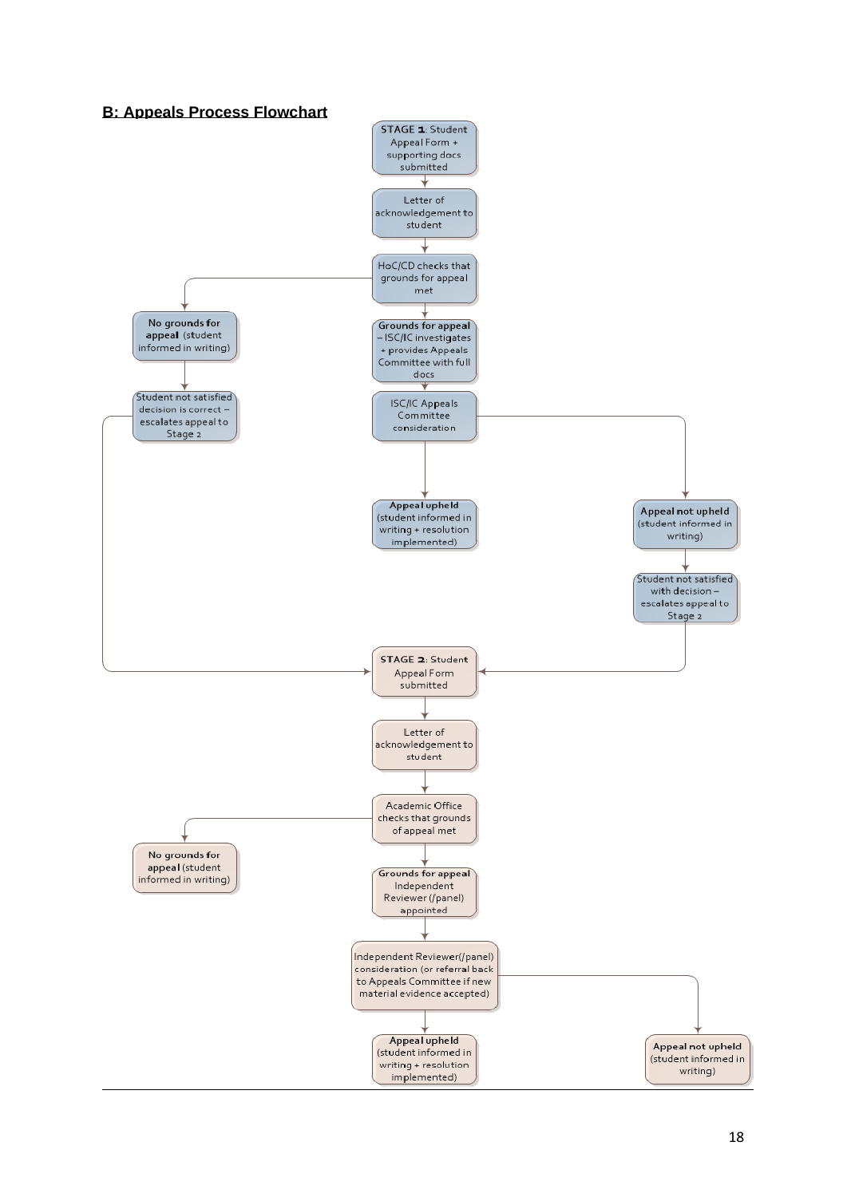## B: Appeals Process Flowchart

**STAGE 1**: Student Appeal Form + supporting docs submitted

Letter of acknowledgement to student

HoC/CD checks that grounds for appeal met

**No grounds for appeal** (student informed in writing)

Student not satisfied decision is correct – escalates appeal to Stage 2

**Grounds for appeal** – ISC/IC investigates + provides Appeals Committee with full docs

ISC/IC Appeals Committee consideration

**Appeal upheld** (student informed in writing + resolution implemented)

**Appeal not upheld** (student informed in writing)

Student not satisfied with decision – escalates appeal to Stage 2

**STAGE 2**: Student Appeal Form submitted

Letter of acknowledgement to student

Academic Office checks that grounds of appeal met

**No grounds for appeal** (student informed in writing)

**Grounds for appeal** Independent Reviewer (/panel) appointed

Independent Reviewer(/panel) consideration (or referral back to Appeals Committee if new material evidence accepted)

**Appeal upheld** (student informed in writing + resolution implemented)

**Appeal not upheld** (student informed in writing)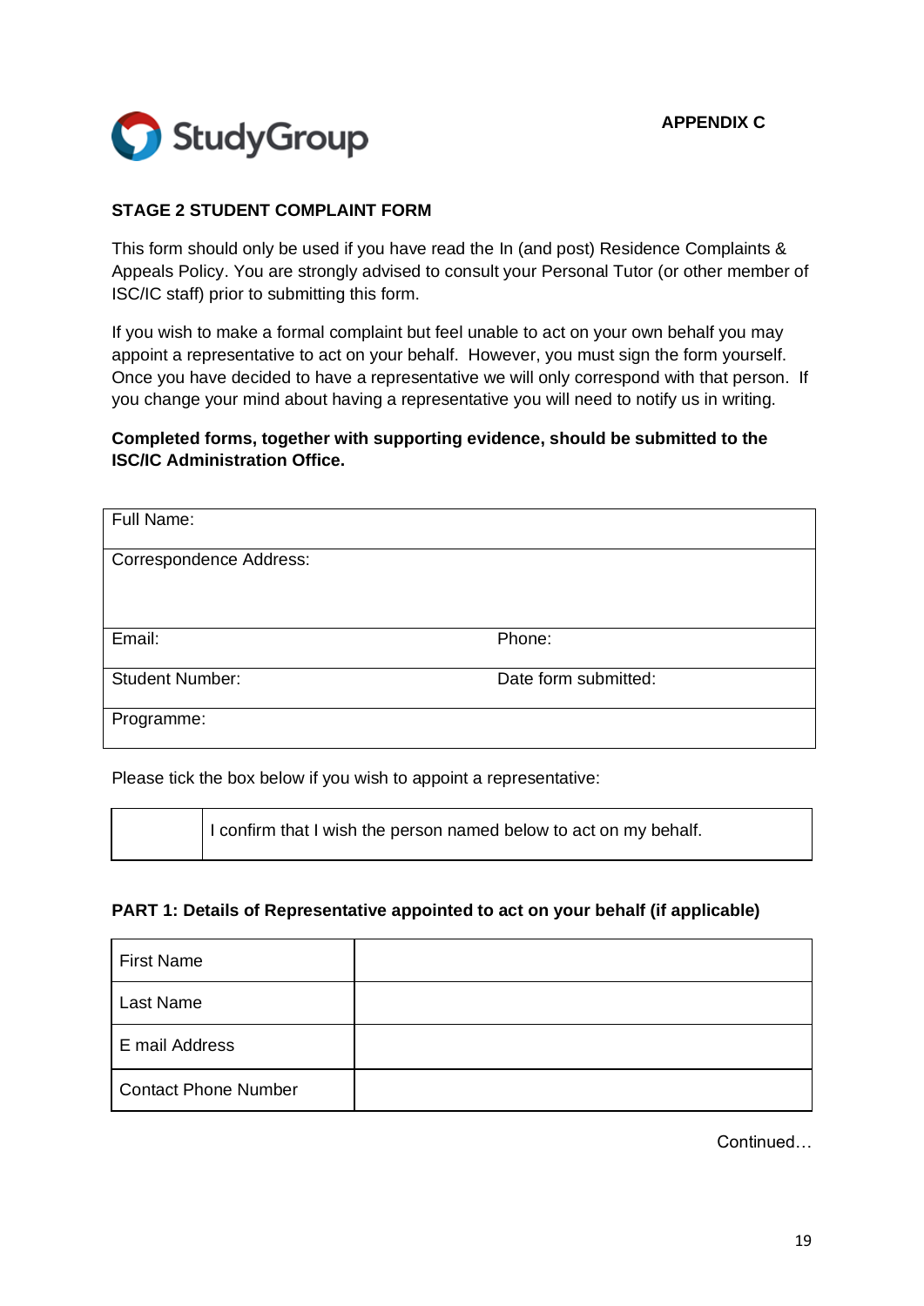StudyGroup

**APPENDIX C**

## STAGE 2 STUDENT COMPLAINT FORM

This form should only be used if you have read the In (and post) Residence Complaints & Appeals Policy. You are strongly advised to consult your Personal Tutor (or other member of ISC/IC staff) prior to submitting this form.

If you wish to make a formal complaint but feel unable to act on your own behalf you may appoint a representative to act on your behalf. However, you must sign the form yourself. Once you have decided to have a representative we will only correspond with that person. If you change your mind about having a representative you will need to notify us in writing.

**Completed forms, together with supporting evidence, should be submitted to the ISC/IC Administration Office.**

| Full Name: | |
|---|---|
| Correspondence Address: | |
| Email: | Phone: |
| Student Number: | Date form submitted: |
| Programme: | |

Please tick the box below if you wish to appoint a representative:

| | I confirm that I wish the person named below to act on my behalf. |
|---|---|

**PART 1: Details of Representative appointed to act on your behalf (if applicable)**

| First Name | |
|---|---|
| Last Name | |
| E mail Address | |
| Contact Phone Number | |

Continued…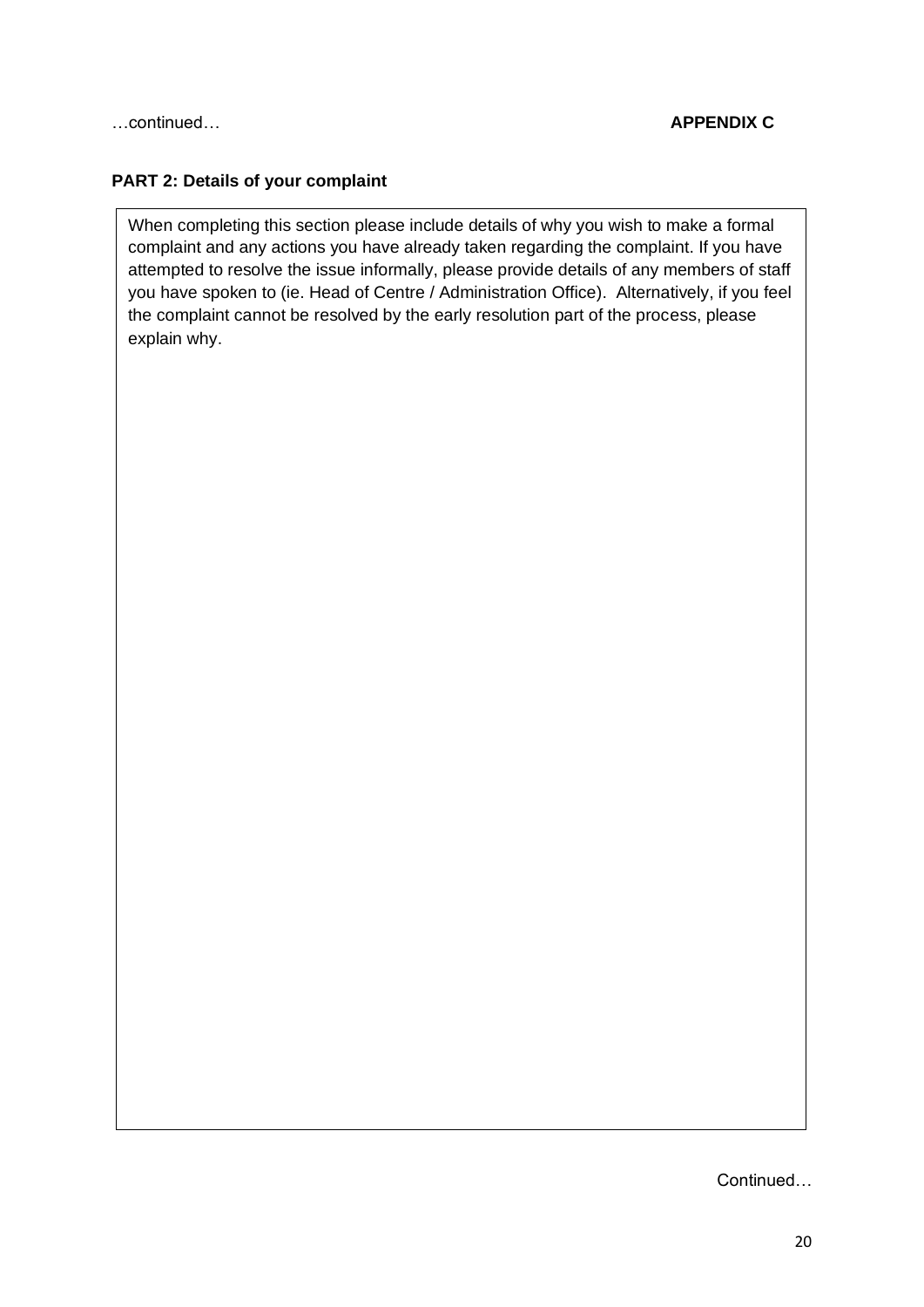…continued… **APPENDIX C**

**PART 2: Details of your complaint**

When completing this section please include details of why you wish to make a formal complaint and any actions you have already taken regarding the complaint. If you have attempted to resolve the issue informally, please provide details of any members of staff you have spoken to (ie. Head of Centre / Administration Office). Alternatively, if you feel the complaint cannot be resolved by the early resolution part of the process, please explain why.

Continued…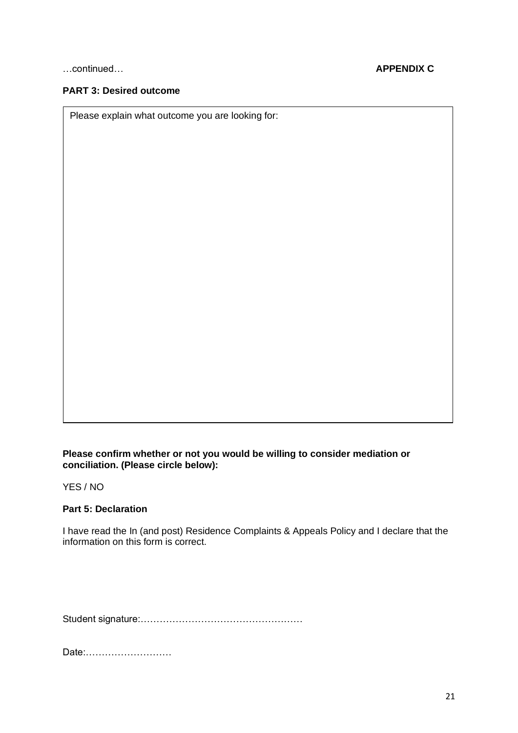…continued… **APPENDIX C**

**PART 3: Desired outcome**

| Please explain what outcome you are looking for: |
| --- |
| |

**Please confirm whether or not you would be willing to consider mediation or conciliation. (Please circle below):**

YES / NO

**Part 5: Declaration**

I have read the In (and post) Residence Complaints & Appeals Policy and I declare that the information on this form is correct.

Student signature:……………………………………………

Date:………………………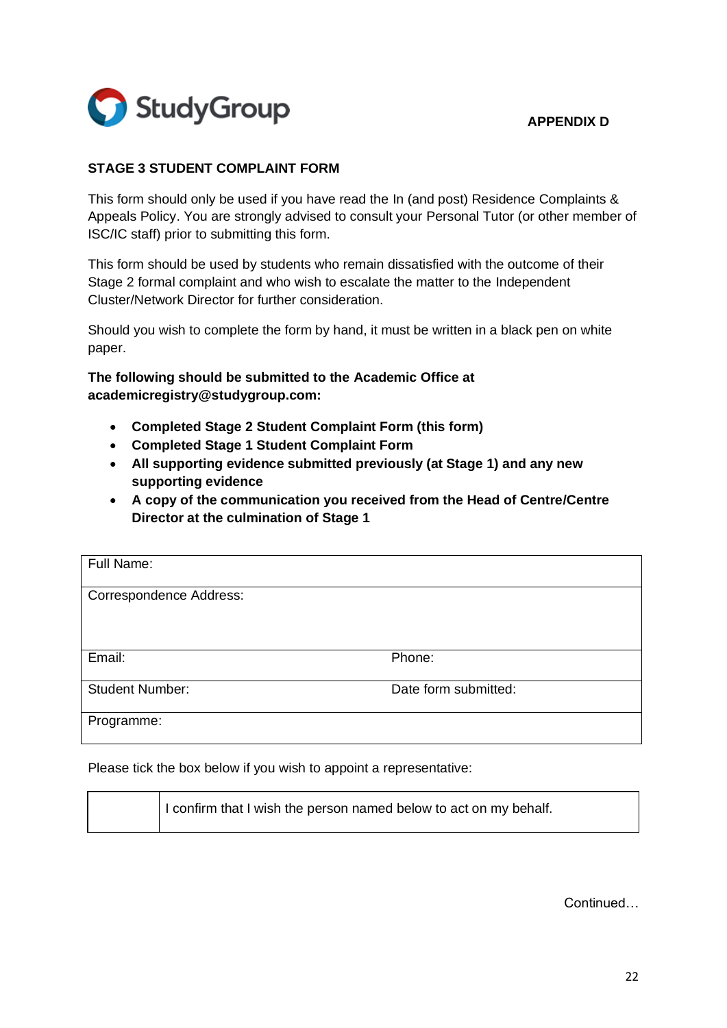StudyGroup

**APPENDIX D**

**STAGE 3 STUDENT COMPLAINT FORM**

This form should only be used if you have read the In (and post) Residence Complaints & Appeals Policy. You are strongly advised to consult your Personal Tutor (or other member of ISC/IC staff) prior to submitting this form.

This form should be used by students who remain dissatisfied with the outcome of their Stage 2 formal complaint and who wish to escalate the matter to the Independent Cluster/Network Director for further consideration.

Should you wish to complete the form by hand, it must be written in a black pen on white paper.

**The following should be submitted to the Academic Office at academicregistry@studygroup.com:**

- **Completed Stage 2 Student Complaint Form (this form)**
- **Completed Stage 1 Student Complaint Form**
- **All supporting evidence submitted previously (at Stage 1) and any new supporting evidence**
- **A copy of the communication you received from the Head of Centre/Centre Director at the culmination of Stage 1**

| Full Name: | |
|---|---|
| Correspondence Address: | |
| Email: | Phone: |
| Student Number: | Date form submitted: |
| Programme: | |

Please tick the box below if you wish to appoint a representative:

| | I confirm that I wish the person named below to act on my behalf. |
|---|---|

Continued…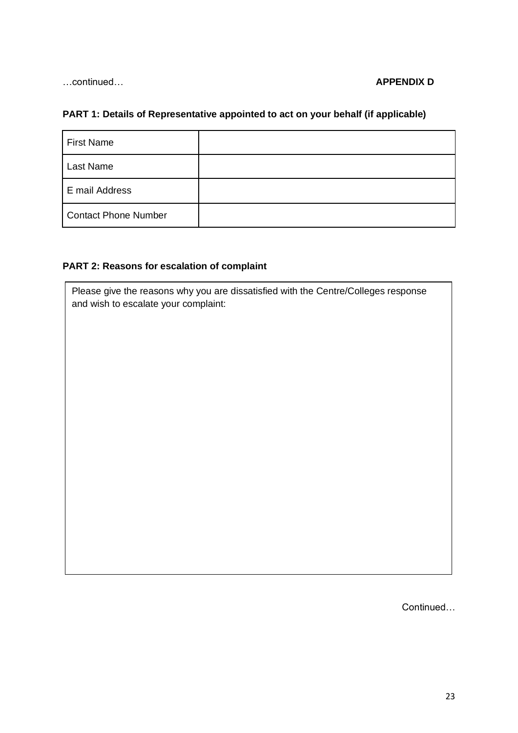…continued… **APPENDIX D**

**PART 1: Details of Representative appointed to act on your behalf (if applicable)**

| | |
|---|---|
| First Name | |
| Last Name | |
| E mail Address | |
| Contact Phone Number | |

**PART 2: Reasons for escalation of complaint**

| |
|---|
| Please give the reasons why you are dissatisfied with the Centre/Colleges response and wish to escalate your complaint: |

Continued…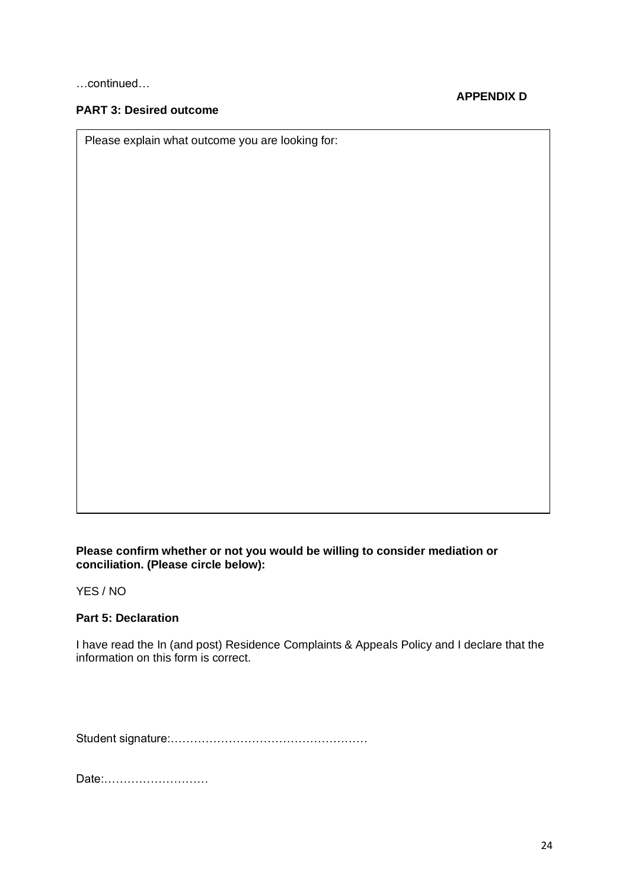…continued…

**APPENDIX D**

**PART 3: Desired outcome**

| Please explain what outcome you are looking for: |
|---|
| |

**Please confirm whether or not you would be willing to consider mediation or conciliation. (Please circle below):**

YES / NO

**Part 5: Declaration**

I have read the In (and post) Residence Complaints & Appeals Policy and I declare that the information on this form is correct.

Student signature:……………………………………………

Date:………………………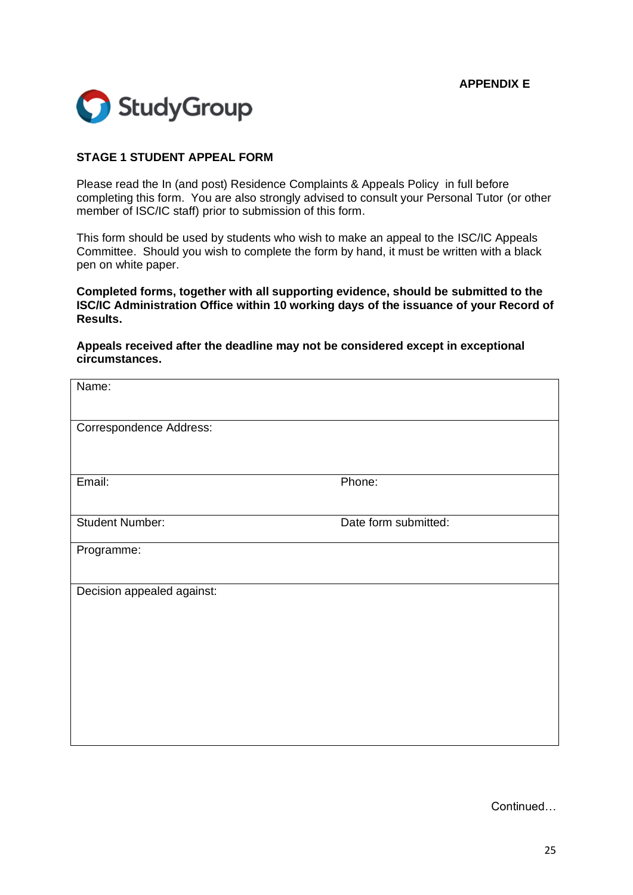**APPENDIX E**

StudyGroup

## STAGE 1 STUDENT APPEAL FORM

Please read the In (and post) Residence Complaints & Appeals Policy in full before completing this form. You are also strongly advised to consult your Personal Tutor (or other member of ISC/IC staff) prior to submission of this form.

This form should be used by students who wish to make an appeal to the ISC/IC Appeals Committee. Should you wish to complete the form by hand, it must be written with a black pen on white paper.

**Completed forms, together with all supporting evidence, should be submitted to the ISC/IC Administration Office within 10 working days of the issuance of your Record of Results.**

**Appeals received after the deadline may not be considered except in exceptional circumstances.**

| Name: | |
|---|---|
| Correspondence Address: | |
| Email: | Phone: |
| Student Number: | Date form submitted: |
| Programme: | |
| Decision appealed against: | |

Continued…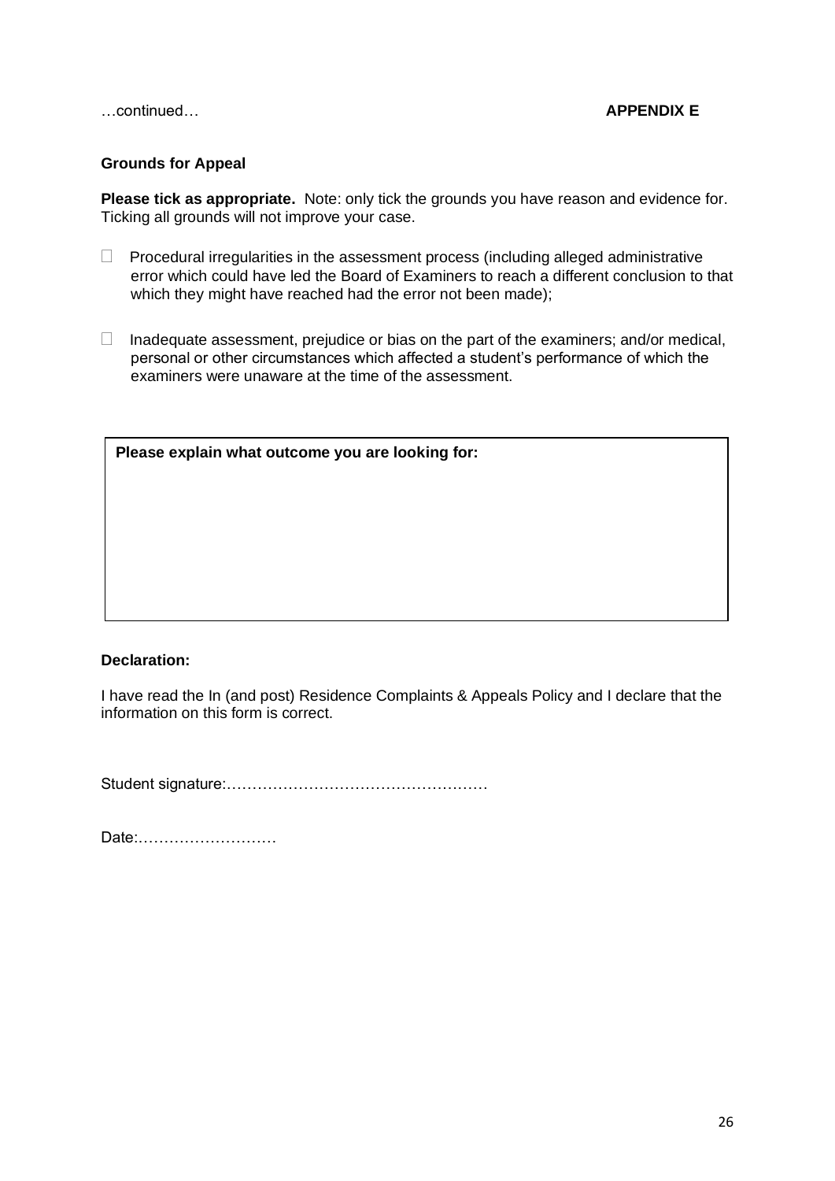…continued… **APPENDIX E**

**Grounds for Appeal**

**Please tick as appropriate.** Note: only tick the grounds you have reason and evidence for. Ticking all grounds will not improve your case.

- ☐ Procedural irregularities in the assessment process (including alleged administrative error which could have led the Board of Examiners to reach a different conclusion to that which they might have reached had the error not been made);

- ☐ Inadequate assessment, prejudice or bias on the part of the examiners; and/or medical, personal or other circumstances which affected a student's performance of which the examiners were unaware at the time of the assessment.

| **Please explain what outcome you are looking for:** |
| --- |
| |

**Declaration:**

I have read the In (and post) Residence Complaints & Appeals Policy and I declare that the information on this form is correct.

Student signature:……………………………………………

Date:………………………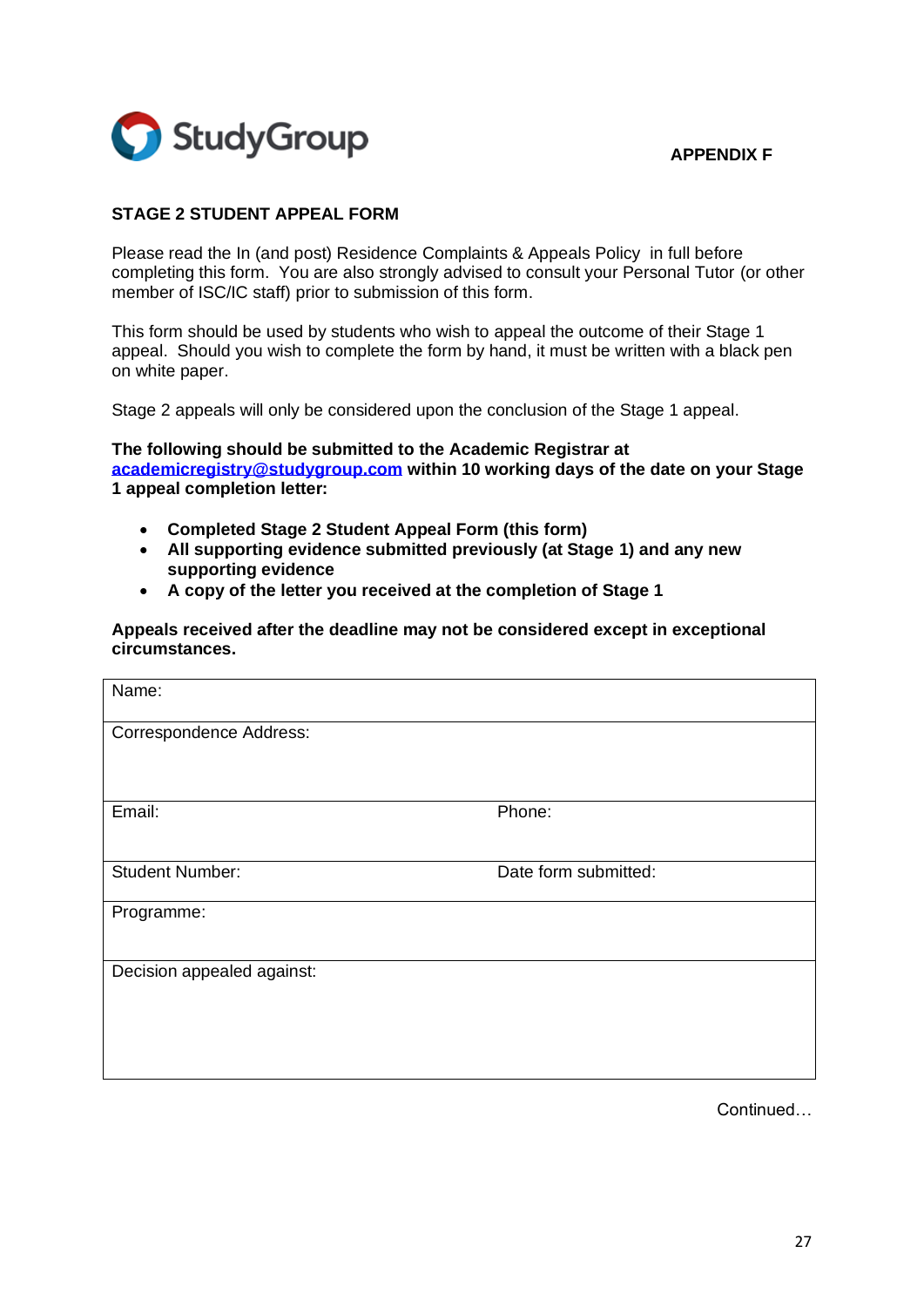StudyGroup

**APPENDIX F**

**STAGE 2 STUDENT APPEAL FORM**

Please read the In (and post) Residence Complaints & Appeals Policy in full before completing this form. You are also strongly advised to consult your Personal Tutor (or other member of ISC/IC staff) prior to submission of this form.

This form should be used by students who wish to appeal the outcome of their Stage 1 appeal. Should you wish to complete the form by hand, it must be written with a black pen on white paper.

Stage 2 appeals will only be considered upon the conclusion of the Stage 1 appeal.

**The following should be submitted to the Academic Registrar at [academicregistry@studygroup.com](mailto:academicregistry@studygroup.com) within 10 working days of the date on your Stage 1 appeal completion letter:**

- **Completed Stage 2 Student Appeal Form (this form)**
- **All supporting evidence submitted previously (at Stage 1) and any new supporting evidence**
- **A copy of the letter you received at the completion of Stage 1**

**Appeals received after the deadline may not be considered except in exceptional circumstances.**

| Name: | |
|---|---|
| Correspondence Address: | |
| Email: | Phone: |
| Student Number: | Date form submitted: |
| Programme: | |
| Decision appealed against: | |

Continued…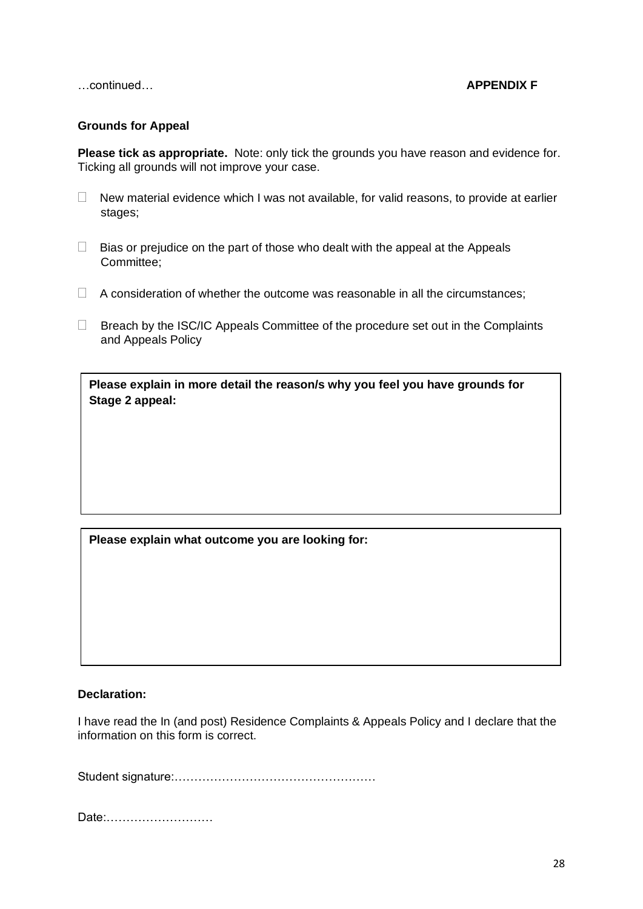…continued… **APPENDIX F**

**Grounds for Appeal**

**Please tick as appropriate.** Note: only tick the grounds you have reason and evidence for. Ticking all grounds will not improve your case.

- ☐ New material evidence which I was not available, for valid reasons, to provide at earlier stages;
- ☐ Bias or prejudice on the part of those who dealt with the appeal at the Appeals Committee;
- ☐ A consideration of whether the outcome was reasonable in all the circumstances;
- ☐ Breach by the ISC/IC Appeals Committee of the procedure set out in the Complaints and Appeals Policy

| **Please explain in more detail the reason/s why you feel you have grounds for Stage 2 appeal:** |
| --- |
| |

| **Please explain what outcome you are looking for:** |
| --- |
| |

**Declaration:**

I have read the In (and post) Residence Complaints & Appeals Policy and I declare that the information on this form is correct.

Student signature:…………………………………………….

Date:………………………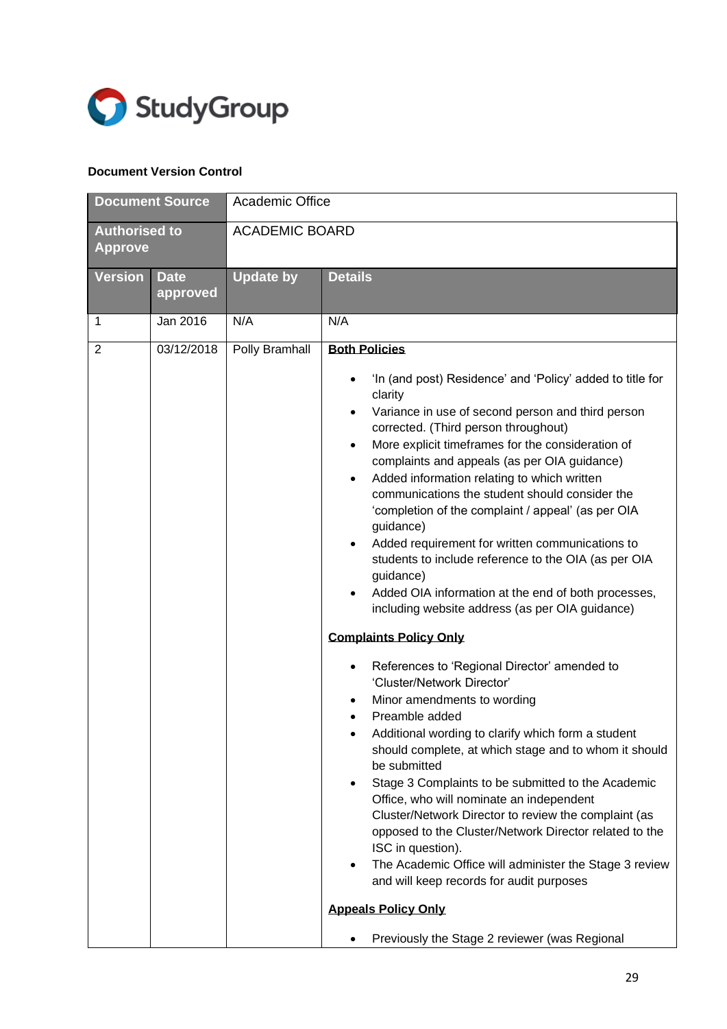StudyGroup

**Document Version Control**

| Document Source | | Academic Office | |
|---|---|---|---|
| Authorised to Approve | | ACADEMIC BOARD | |
| **Version** | **Date approved** | **Update by** | **Details** |
| 1 | Jan 2016 | N/A | N/A |
| 2 | 03/12/2018 | Polly Bramhall | **Both Policies**<br><br>• 'In (and post) Residence' and 'Policy' added to title for clarity<br>• Variance in use of second person and third person corrected. (Third person throughout)<br>• More explicit timeframes for the consideration of complaints and appeals (as per OIA guidance)<br>• Added information relating to which written communications the student should consider the 'completion of the complaint / appeal' (as per OIA guidance)<br>• Added requirement for written communications to students to include reference to the OIA (as per OIA guidance)<br>• Added OIA information at the end of both processes, including website address (as per OIA guidance)<br><br>**Complaints Policy Only**<br><br>• References to 'Regional Director' amended to 'Cluster/Network Director'<br>• Minor amendments to wording<br>• Preamble added<br>• Additional wording to clarify which form a student should complete, at which stage and to whom it should be submitted<br>• Stage 3 Complaints to be submitted to the Academic Office, who will nominate an independent Cluster/Network Director to review the complaint (as opposed to the Cluster/Network Director related to the ISC in question).<br>• The Academic Office will administer the Stage 3 review and will keep records for audit purposes<br><br>**Appeals Policy Only**<br><br>• Previously the Stage 2 reviewer (was Regional |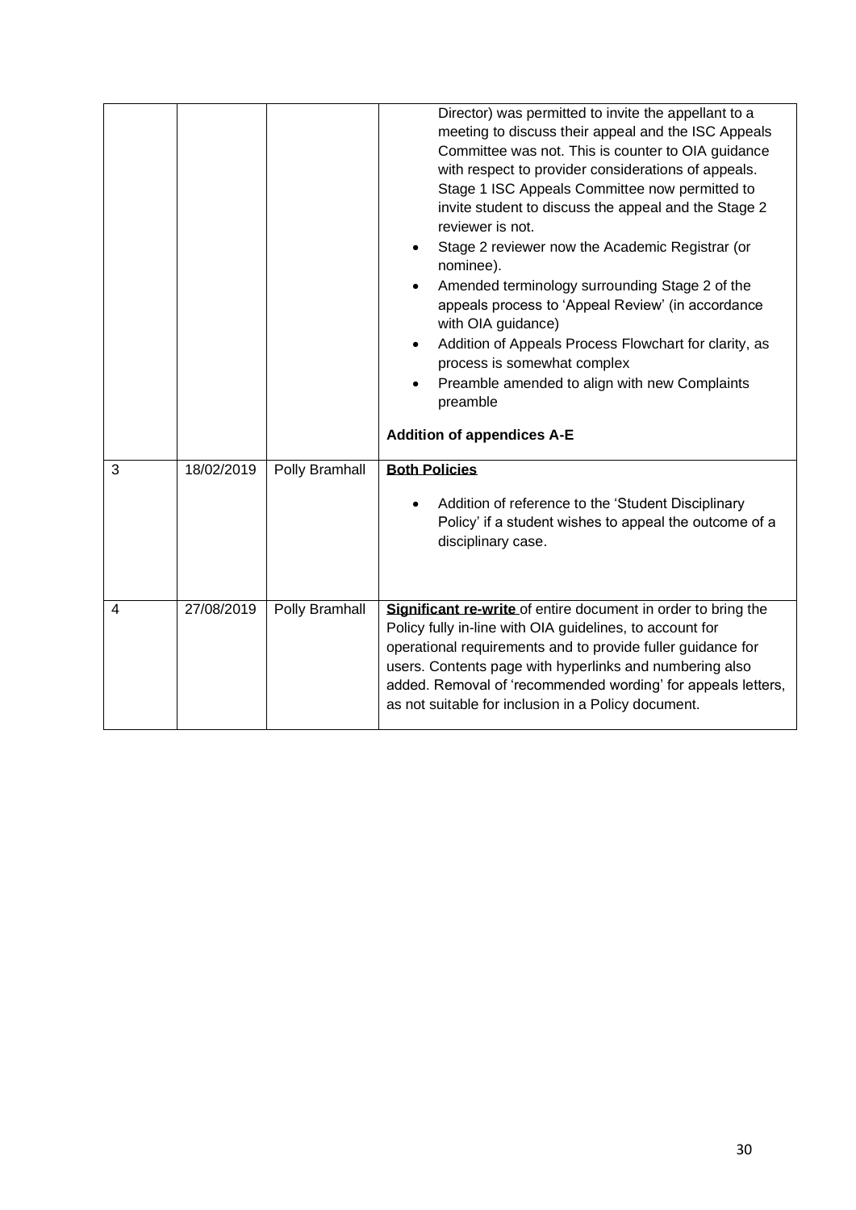| | | | |
|---|---|---|---|
| | | | Director) was permitted to invite the appellant to a meeting to discuss their appeal and the ISC Appeals Committee was not. This is counter to OIA guidance with respect to provider considerations of appeals. Stage 1 ISC Appeals Committee now permitted to invite student to discuss the appeal and the Stage 2 reviewer is not.<br>• Stage 2 reviewer now the Academic Registrar (or nominee).<br>• Amended terminology surrounding Stage 2 of the appeals process to 'Appeal Review' (in accordance with OIA guidance)<br>• Addition of Appeals Process Flowchart for clarity, as process is somewhat complex<br>• Preamble amended to align with new Complaints preamble<br><br>**Addition of appendices A-E** |
| 3 | 18/02/2019 | Polly Bramhall | **Both Policies**<br><br>• Addition of reference to the 'Student Disciplinary Policy' if a student wishes to appeal the outcome of a disciplinary case. |
| 4 | 27/08/2019 | Polly Bramhall | **Significant re-write** of entire document in order to bring the Policy fully in-line with OIA guidelines, to account for operational requirements and to provide fuller guidance for users. Contents page with hyperlinks and numbering also added. Removal of 'recommended wording' for appeals letters, as not suitable for inclusion in a Policy document. |